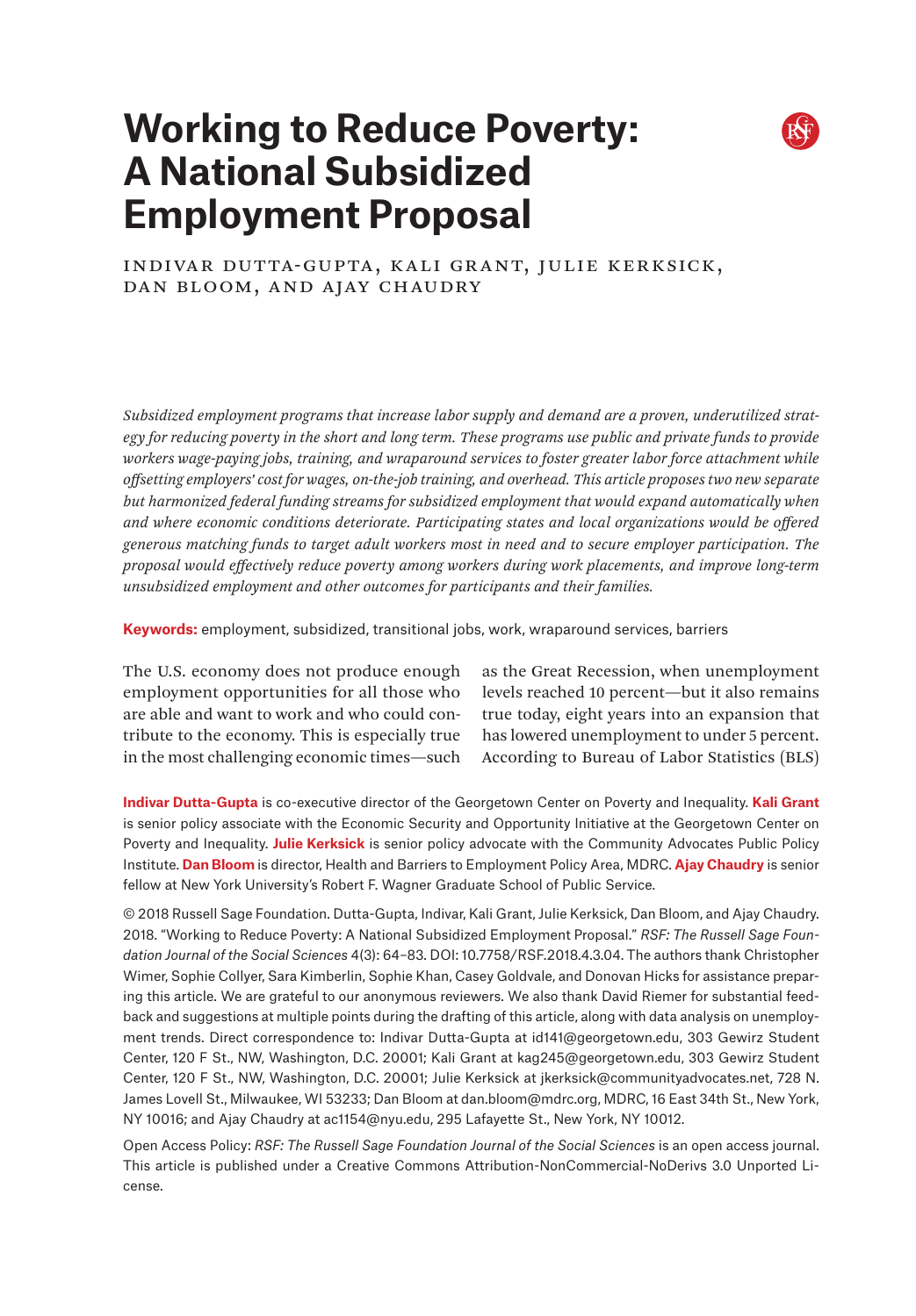# Working to Reduce Poverty: A National Subsidized Employment Proposal

Indivar Dutta-Gupta, Kali Grant, Julie Kerksick, Dan Bloom, and Ajay Chaudry

*Subsidized employment programs that increase labor supply and demand are a proven, underutilized strategy for reducing poverty in the short and long term. These programs use public and private funds to provide workers wage-paying jobs, training, and wraparound services to foster greater labor force attachment while offsetting employers' cost for wages, on-the-job training, and overhead. This article proposes two new separate but harmonized federal funding streams for subsidized employment that would expand automatically when and where economic conditions deteriorate. Participating states and local organizations would be offered generous matching funds to target adult workers most in need and to secure employer participation. The proposal would effectively reduce poverty among workers during work placements, and improve long-term unsubsidized employment and other outcomes for participants and their families.*

**Keywords:** employment, subsidized, transitional jobs, work, wraparound services, barriers

The U.S. economy does not produce enough employment opportunities for all those who are able and want to work and who could contribute to the economy. This is especially true in the most challenging economic times—such as the Great Recession, when unemployment levels reached 10 percent—but it also remains true today, eight years into an expansion that has lowered unemployment to under 5 percent. According to Bureau of Labor Statistics (BLS)

**Indivar Dutta-Gupta** is co-executive director of the Georgetown Center on Poverty and Inequality. **Kali Grant** is senior policy associate with the Economic Security and Opportunity Initiative at the Georgetown Center on Poverty and Inequality. **Julie Kerksick** is senior policy advocate with the Community Advocates Public Policy Institute. **Dan Bloom** is director, Health and Barriers to Employment Policy Area, MDRC. **Ajay Chaudry** is senior fellow at New York University's Robert F. Wagner Graduate School of Public Service.

© 2018 Russell Sage Foundation. Dutta-Gupta, Indivar, Kali Grant, Julie Kerksick, Dan Bloom, and Ajay Chaudry. 2018. "Working to Reduce Poverty: A National Subsidized Employment Proposal." *RSF: The Russell Sage Foundation Journal of the Social Sciences* 4(3): 64–83. DOI: 10.7758/RSF.2018.4.3.04. The authors thank Christopher Wimer, Sophie Collyer, Sara Kimberlin, Sophie Khan, Casey Goldvale, and Donovan Hicks for assistance preparing this article. We are grateful to our anonymous reviewers. We also thank David Riemer for substantial feedback and suggestions at multiple points during the drafting of this article, along with data analysis on unemployment trends. Direct correspondence to: Indivar Dutta-Gupta at id141@georgetown.edu, 303 Gewirz Student Center, 120 F St., NW, Washington, D.C. 20001; Kali Grant at kag245@georgetown.edu, 303 Gewirz Student Center, 120 F St., NW, Washington, D.C. 20001; Julie Kerksick at jkerksick@communityadvocates.net, 728 N. James Lovell St., Milwaukee, WI 53233; Dan Bloom at dan.bloom@mdrc.org, MDRC, 16 East 34th St., New York, NY 10016; and Ajay Chaudry at ac1154@nyu.edu, 295 Lafayette St., New York, NY 10012.

Open Access Policy: *RSF: The Russell Sage Foundation Journal of the Social Sciences* is an open access journal. This article is published under a Creative Commons Attribution-NonCommercial-NoDerivs 3.0 Unported License.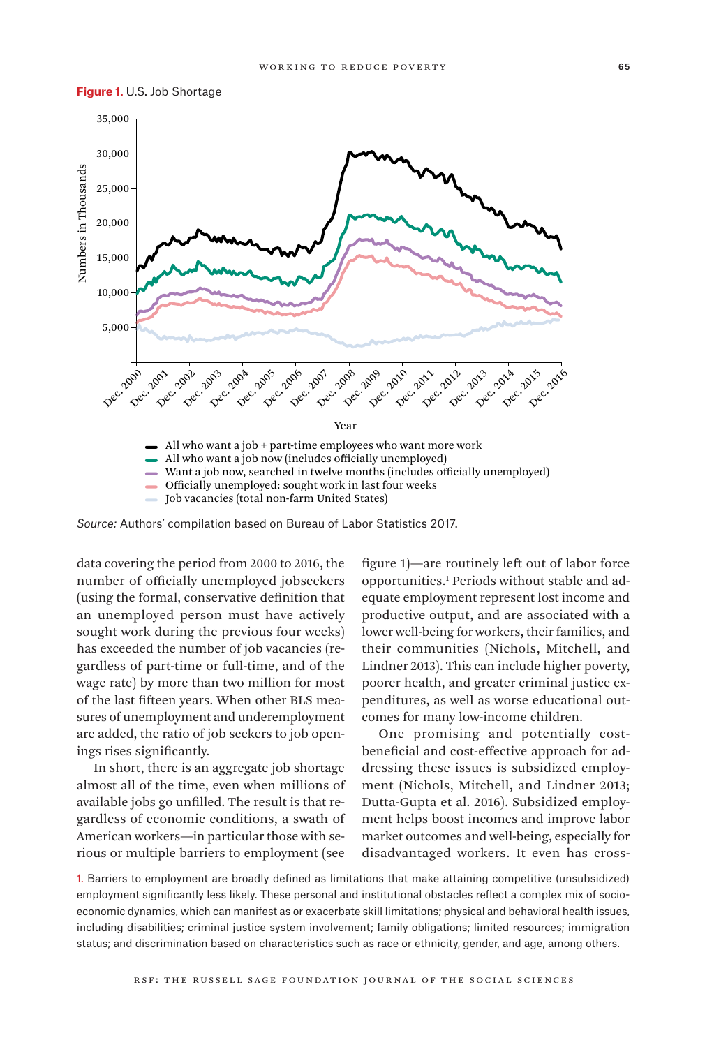**Figure 1.** U.S. Job Shortage

*Source:* Authors' compilation based on Bureau of Labor Statistics 2017.

data covering the period from 2000 to 2016, the number of officially unemployed jobseekers (using the formal, conservative definition that an unemployed person must have actively sought work during the previous four weeks) has exceeded the number of job vacancies (regardless of part-time or full-time, and of the wage rate) by more than two million for most of the last fifteen years. When other BLS measures of unemployment and underemployment are added, the ratio of job seekers to job openings rises significantly.

In short, there is an aggregate job shortage almost all of the time, even when millions of available jobs go unfilled. The result is that regardless of economic conditions, a swath of American workers—in particular those with serious or multiple barriers to employment (see figure 1)—are routinely left out of labor force opportunities.[1] Periods without stable and adequate employment represent lost income and productive output, and are associated with a lower well-being for workers, their families, and their communities (Nichols, Mitchell, and Lindner 2013). This can include higher poverty, poorer health, and greater criminal justice expenditures, as well as worse educational outcomes for many low-income children.

One promising and potentially cost-beneficial and cost-effective approach for addressing these issues is subsidized employment (Nichols, Mitchell, and Lindner 2013; Dutta-Gupta et al. 2016). Subsidized employment helps boost incomes and improve labor market outcomes and well-being, especially for disadvantaged workers. It even has cross-

1. Barriers to employment are broadly defined as limitations that make attaining competitive (unsubsidized) employment significantly less likely. These personal and institutional obstacles reflect a complex mix of socioeconomic dynamics, which can manifest as or exacerbate skill limitations; physical and behavioral health issues, including disabilities; criminal justice system involvement; family obligations; limited resources; immigration status; and discrimination based on characteristics such as race or ethnicity, gender, and age, among others.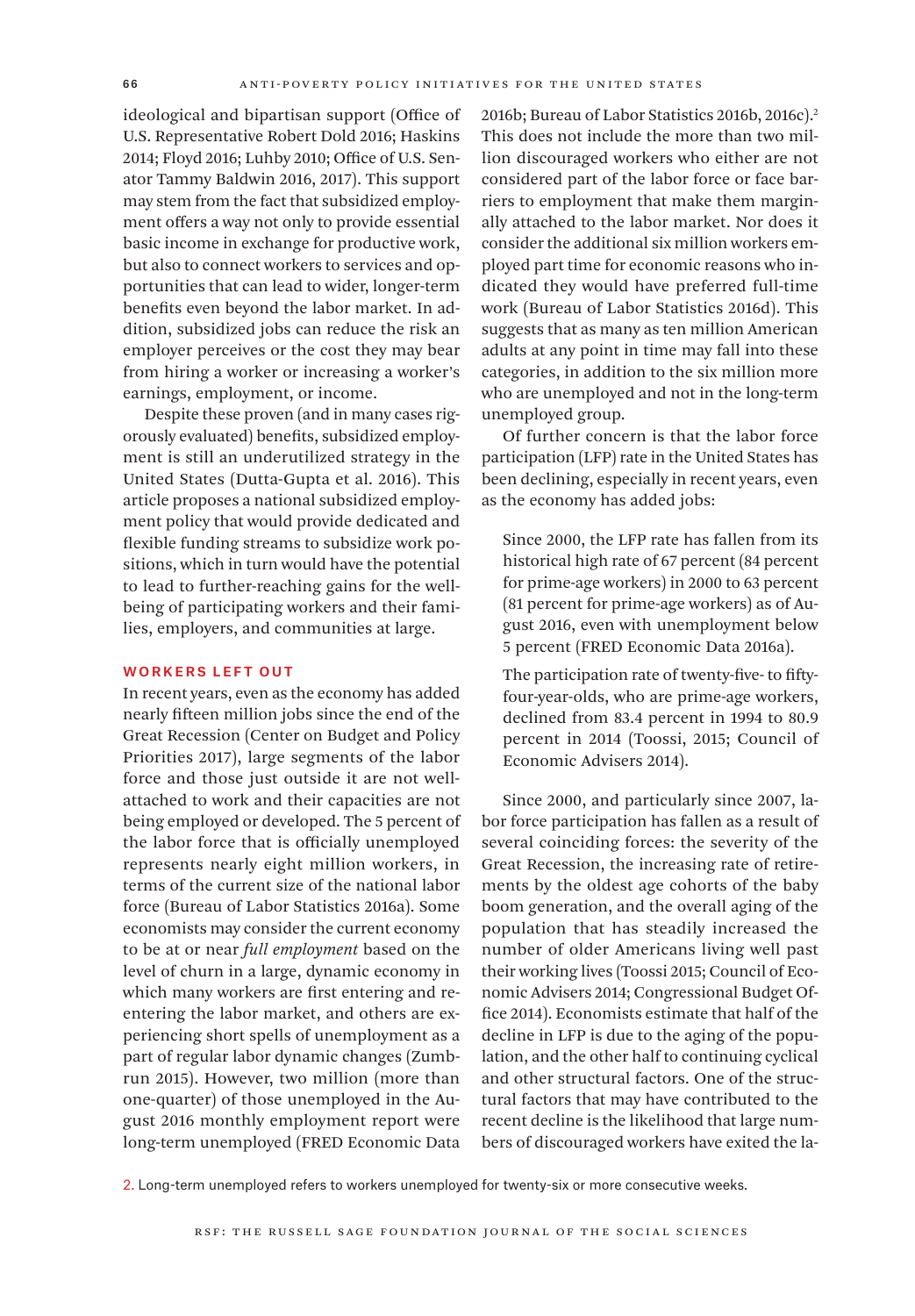ideological and bipartisan support (Office of U.S. Representative Robert Dold 2016; Haskins 2014; Floyd 2016; Luhby 2010; Office of U.S. Senator Tammy Baldwin 2016, 2017). This support may stem from the fact that subsidized employment offers a way not only to provide essential basic income in exchange for productive work, but also to connect workers to services and opportunities that can lead to wider, longer-term benefits even beyond the labor market. In addition, subsidized jobs can reduce the risk an employer perceives or the cost they may bear from hiring a worker or increasing a worker's earnings, employment, or income.

Despite these proven (and in many cases rigorously evaluated) benefits, subsidized employment is still an underutilized strategy in the United States (Dutta-Gupta et al. 2016). This article proposes a national subsidized employment policy that would provide dedicated and flexible funding streams to subsidize work positions, which in turn would have the potential to lead to further-reaching gains for the well-being of participating workers and their families, employers, and communities at large.

## WORKERS LEFT OUT

In recent years, even as the economy has added nearly fifteen million jobs since the end of the Great Recession (Center on Budget and Policy Priorities 2017), large segments of the labor force and those just outside it are not well-attached to work and their capacities are not being employed or developed. The 5 percent of the labor force that is officially unemployed represents nearly eight million workers, in terms of the current size of the national labor force (Bureau of Labor Statistics 2016a). Some economists may consider the current economy to be at or near *full employment* based on the level of churn in a large, dynamic economy in which many workers are first entering and re-entering the labor market, and others are experiencing short spells of unemployment as a part of regular labor dynamic changes (Zumbrun 2015). However, two million (more than one-quarter) of those unemployed in the August 2016 monthly employment report were long-term unemployed (FRED Economic Data 2016b; Bureau of Labor Statistics 2016b, 2016c).[2] This does not include the more than two million discouraged workers who either are not considered part of the labor force or face barriers to employment that make them marginally attached to the labor market. Nor does it consider the additional six million workers employed part time for economic reasons who indicated they would have preferred full-time work (Bureau of Labor Statistics 2016d). This suggests that as many as ten million American adults at any point in time may fall into these categories, in addition to the six million more who are unemployed and not in the long-term unemployed group.

Of further concern is that the labor force participation (LFP) rate in the United States has been declining, especially in recent years, even as the economy has added jobs:

> Since 2000, the LFP rate has fallen from its historical high rate of 67 percent (84 percent for prime-age workers) in 2000 to 63 percent (81 percent for prime-age workers) as of August 2016, even with unemployment below 5 percent (FRED Economic Data 2016a).
>
> The participation rate of twenty-five- to fifty-four-year-olds, who are prime-age workers, declined from 83.4 percent in 1994 to 80.9 percent in 2014 (Toossi, 2015; Council of Economic Advisers 2014).

Since 2000, and particularly since 2007, labor force participation has fallen as a result of several coinciding forces: the severity of the Great Recession, the increasing rate of retirements by the oldest age cohorts of the baby boom generation, and the overall aging of the population that has steadily increased the number of older Americans living well past their working lives (Toossi 2015; Council of Economic Advisers 2014; Congressional Budget Office 2014). Economists estimate that half of the decline in LFP is due to the aging of the population, and the other half to continuing cyclical and other structural factors. One of the structural factors that may have contributed to the recent decline is the likelihood that large numbers of discouraged workers have exited the la-

2. Long-term unemployed refers to workers unemployed for twenty-six or more consecutive weeks.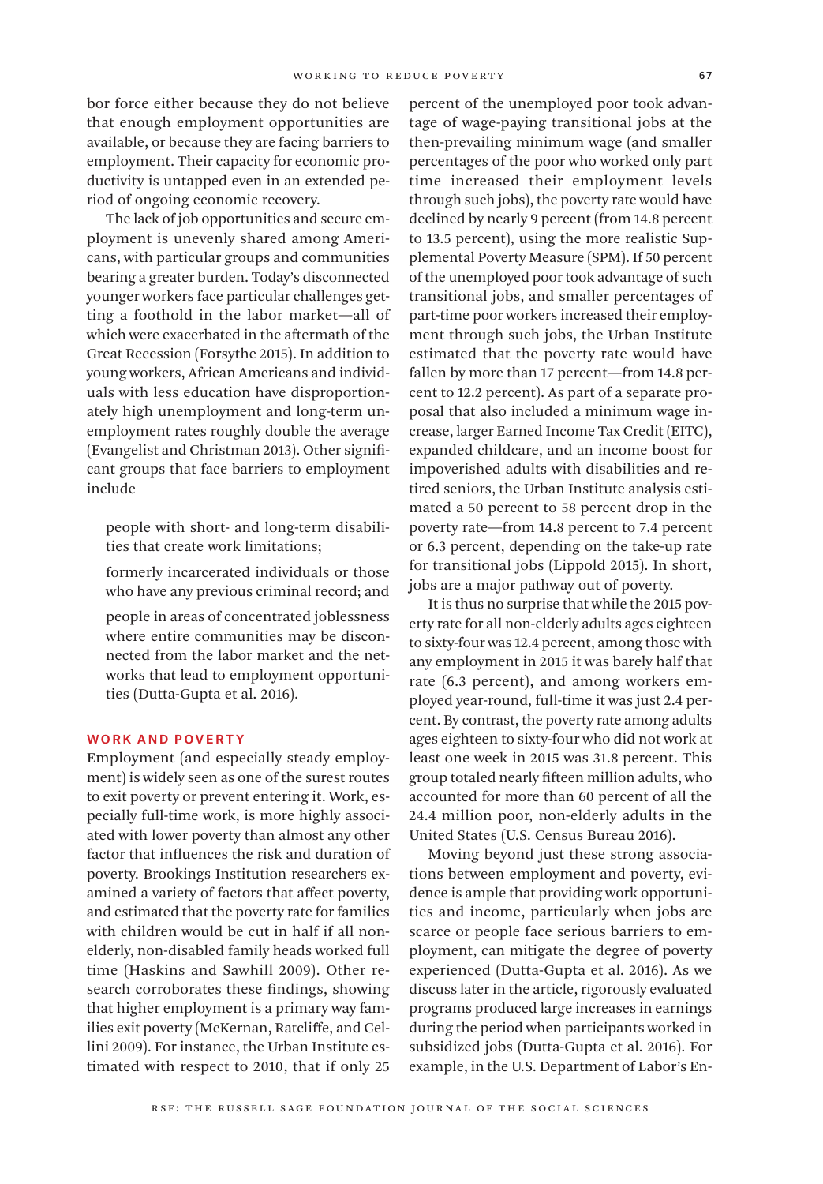bor force either because they do not believe that enough employment opportunities are available, or because they are facing barriers to employment. Their capacity for economic productivity is untapped even in an extended period of ongoing economic recovery.

The lack of job opportunities and secure employment is unevenly shared among Americans, with particular groups and communities bearing a greater burden. Today's disconnected younger workers face particular challenges getting a foothold in the labor market—all of which were exacerbated in the aftermath of the Great Recession (Forsythe 2015). In addition to young workers, African Americans and individuals with less education have disproportionately high unemployment and long-term unemployment rates roughly double the average (Evangelist and Christman 2013). Other significant groups that face barriers to employment include

- people with short- and long-term disabilities that create work limitations;
- formerly incarcerated individuals or those who have any previous criminal record; and
- people in areas of concentrated joblessness where entire communities may be disconnected from the labor market and the networks that lead to employment opportunities (Dutta-Gupta et al. 2016).

## WORK AND POVERTY

Employment (and especially steady employment) is widely seen as one of the surest routes to exit poverty or prevent entering it. Work, especially full-time work, is more highly associated with lower poverty than almost any other factor that influences the risk and duration of poverty. Brookings Institution researchers examined a variety of factors that affect poverty, and estimated that the poverty rate for families with children would be cut in half if all non-elderly, non-disabled family heads worked full time (Haskins and Sawhill 2009). Other research corroborates these findings, showing that higher employment is a primary way families exit poverty (McKernan, Ratcliffe, and Cellini 2009). For instance, the Urban Institute estimated with respect to 2010, that if only 25 percent of the unemployed poor took advantage of wage-paying transitional jobs at the then-prevailing minimum wage (and smaller percentages of the poor who worked only part time increased their employment levels through such jobs), the poverty rate would have declined by nearly 9 percent (from 14.8 percent to 13.5 percent), using the more realistic Supplemental Poverty Measure (SPM). If 50 percent of the unemployed poor took advantage of such transitional jobs, and smaller percentages of part-time poor workers increased their employment through such jobs, the Urban Institute estimated that the poverty rate would have fallen by more than 17 percent—from 14.8 percent to 12.2 percent). As part of a separate proposal that also included a minimum wage increase, larger Earned Income Tax Credit (EITC), expanded childcare, and an income boost for impoverished adults with disabilities and retired seniors, the Urban Institute analysis estimated a 50 percent to 58 percent drop in the poverty rate—from 14.8 percent to 7.4 percent or 6.3 percent, depending on the take-up rate for transitional jobs (Lippold 2015). In short, jobs are a major pathway out of poverty.

It is thus no surprise that while the 2015 poverty rate for all non-elderly adults ages eighteen to sixty-four was 12.4 percent, among those with any employment in 2015 it was barely half that rate (6.3 percent), and among workers employed year-round, full-time it was just 2.4 percent. By contrast, the poverty rate among adults ages eighteen to sixty-four who did not work at least one week in 2015 was 31.8 percent. This group totaled nearly fifteen million adults, who accounted for more than 60 percent of all the 24.4 million poor, non-elderly adults in the United States (U.S. Census Bureau 2016).

Moving beyond just these strong associations between employment and poverty, evidence is ample that providing work opportunities and income, particularly when jobs are scarce or people face serious barriers to employment, can mitigate the degree of poverty experienced (Dutta-Gupta et al. 2016). As we discuss later in the article, rigorously evaluated programs produced large increases in earnings during the period when participants worked in subsidized jobs (Dutta-Gupta et al. 2016). For example, in the U.S. Department of Labor's En-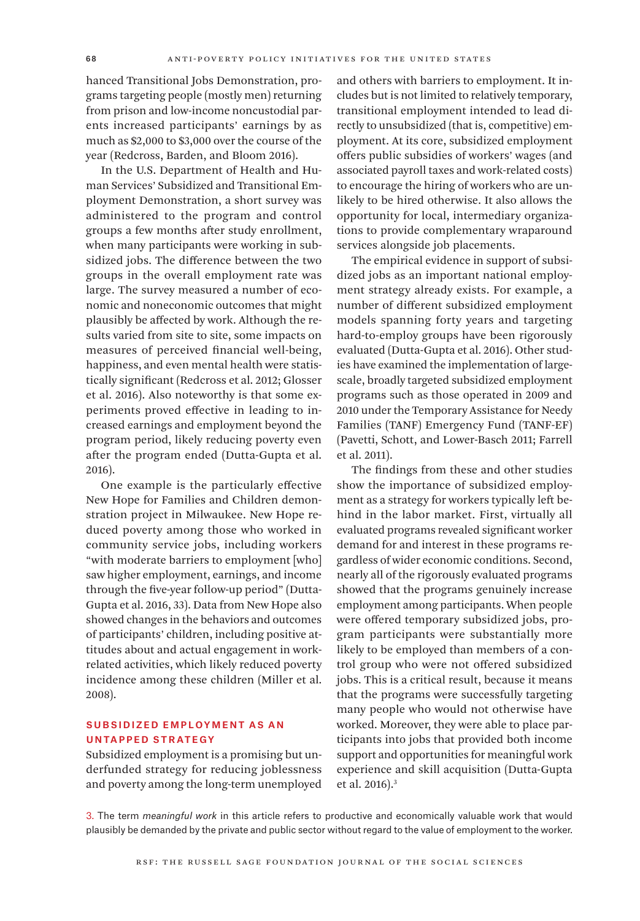hanced Transitional Jobs Demonstration, programs targeting people (mostly men) returning from prison and low-income noncustodial parents increased participants' earnings by as much as $2,000 to $3,000 over the course of the year (Redcross, Barden, and Bloom 2016).

In the U.S. Department of Health and Human Services' Subsidized and Transitional Employment Demonstration, a short survey was administered to the program and control groups a few months after study enrollment, when many participants were working in subsidized jobs. The difference between the two groups in the overall employment rate was large. The survey measured a number of economic and noneconomic outcomes that might plausibly be affected by work. Although the results varied from site to site, some impacts on measures of perceived financial well-being, happiness, and even mental health were statistically significant (Redcross et al. 2012; Glosser et al. 2016). Also noteworthy is that some experiments proved effective in leading to increased earnings and employment beyond the program period, likely reducing poverty even after the program ended (Dutta-Gupta et al. 2016).

One example is the particularly effective New Hope for Families and Children demonstration project in Milwaukee. New Hope reduced poverty among those who worked in community service jobs, including workers "with moderate barriers to employment [who] saw higher employment, earnings, and income through the five-year follow-up period" (Dutta-Gupta et al. 2016, 33). Data from New Hope also showed changes in the behaviors and outcomes of participants' children, including positive attitudes about and actual engagement in work-related activities, which likely reduced poverty incidence among these children (Miller et al. 2008).

## SUBSIDIZED EMPLOYMENT AS AN UNTAPPED STRATEGY

Subsidized employment is a promising but underfunded strategy for reducing joblessness and poverty among the long-term unemployed and others with barriers to employment. It includes but is not limited to relatively temporary, transitional employment intended to lead directly to unsubsidized (that is, competitive) employment. At its core, subsidized employment offers public subsidies of workers' wages (and associated payroll taxes and work-related costs) to encourage the hiring of workers who are unlikely to be hired otherwise. It also allows the opportunity for local, intermediary organizations to provide complementary wraparound services alongside job placements.

The empirical evidence in support of subsidized jobs as an important national employment strategy already exists. For example, a number of different subsidized employment models spanning forty years and targeting hard-to-employ groups have been rigorously evaluated (Dutta-Gupta et al. 2016). Other studies have examined the implementation of large-scale, broadly targeted subsidized employment programs such as those operated in 2009 and 2010 under the Temporary Assistance for Needy Families (TANF) Emergency Fund (TANF-EF) (Pavetti, Schott, and Lower-Basch 2011; Farrell et al. 2011).

The findings from these and other studies show the importance of subsidized employment as a strategy for workers typically left behind in the labor market. First, virtually all evaluated programs revealed significant worker demand for and interest in these programs regardless of wider economic conditions. Second, nearly all of the rigorously evaluated programs showed that the programs genuinely increase employment among participants. When people were offered temporary subsidized jobs, program participants were substantially more likely to be employed than members of a control group who were not offered subsidized jobs. This is a critical result, because it means that the programs were successfully targeting many people who would not otherwise have worked. Moreover, they were able to place participants into jobs that provided both income support and opportunities for meaningful work experience and skill acquisition (Dutta-Gupta et al. 2016).[3]

3. The term *meaningful work* in this article refers to productive and economically valuable work that would plausibly be demanded by the private and public sector without regard to the value of employment to the worker.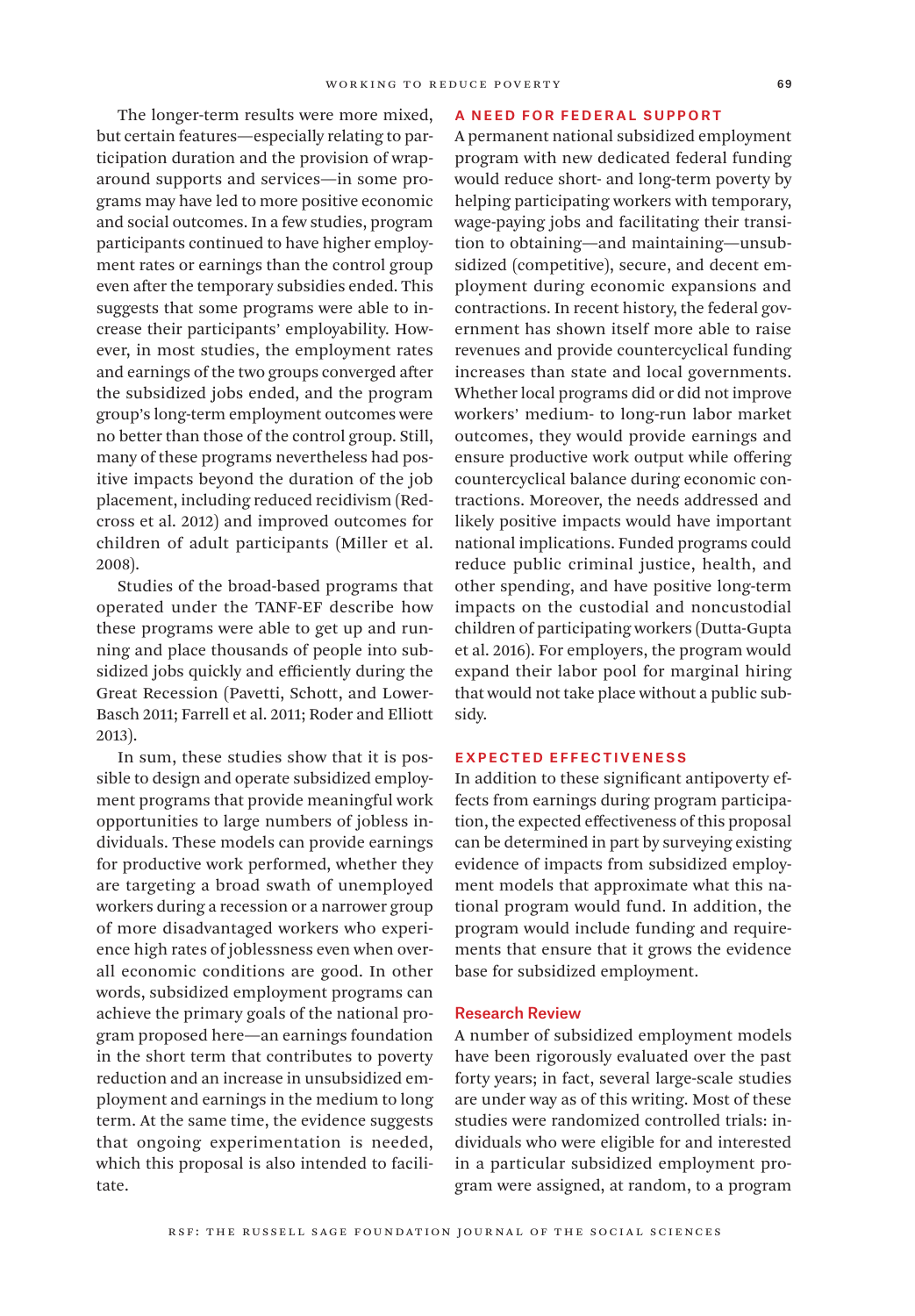The longer-term results were more mixed, but certain features—especially relating to participation duration and the provision of wraparound supports and services—in some programs may have led to more positive economic and social outcomes. In a few studies, program participants continued to have higher employment rates or earnings than the control group even after the temporary subsidies ended. This suggests that some programs were able to increase their participants' employability. However, in most studies, the employment rates and earnings of the two groups converged after the subsidized jobs ended, and the program group's long-term employment outcomes were no better than those of the control group. Still, many of these programs nevertheless had positive impacts beyond the duration of the job placement, including reduced recidivism (Redcross et al. 2012) and improved outcomes for children of adult participants (Miller et al. 2008).

Studies of the broad-based programs that operated under the TANF-EF describe how these programs were able to get up and running and place thousands of people into subsidized jobs quickly and efficiently during the Great Recession (Pavetti, Schott, and Lower-Basch 2011; Farrell et al. 2011; Roder and Elliott 2013).

In sum, these studies show that it is possible to design and operate subsidized employment programs that provide meaningful work opportunities to large numbers of jobless individuals. These models can provide earnings for productive work performed, whether they are targeting a broad swath of unemployed workers during a recession or a narrower group of more disadvantaged workers who experience high rates of joblessness even when overall economic conditions are good. In other words, subsidized employment programs can achieve the primary goals of the national program proposed here—an earnings foundation in the short term that contributes to poverty reduction and an increase in unsubsidized employment and earnings in the medium to long term. At the same time, the evidence suggests that ongoing experimentation is needed, which this proposal is also intended to facilitate.

## A NEED FOR FEDERAL SUPPORT

A permanent national subsidized employment program with new dedicated federal funding would reduce short- and long-term poverty by helping participating workers with temporary, wage-paying jobs and facilitating their transition to obtaining—and maintaining—unsubsidized (competitive), secure, and decent employment during economic expansions and contractions. In recent history, the federal government has shown itself more able to raise revenues and provide countercyclical funding increases than state and local governments. Whether local programs did or did not improve workers' medium- to long-run labor market outcomes, they would provide earnings and ensure productive work output while offering countercyclical balance during economic contractions. Moreover, the needs addressed and likely positive impacts would have important national implications. Funded programs could reduce public criminal justice, health, and other spending, and have positive long-term impacts on the custodial and noncustodial children of participating workers (Dutta-Gupta et al. 2016). For employers, the program would expand their labor pool for marginal hiring that would not take place without a public subsidy.

## EXPECTED EFFECTIVENESS

In addition to these significant antipoverty effects from earnings during program participation, the expected effectiveness of this proposal can be determined in part by surveying existing evidence of impacts from subsidized employment models that approximate what this national program would fund. In addition, the program would include funding and requirements that ensure that it grows the evidence base for subsidized employment.

### Research Review

A number of subsidized employment models have been rigorously evaluated over the past forty years; in fact, several large-scale studies are under way as of this writing. Most of these studies were randomized controlled trials: individuals who were eligible for and interested in a particular subsidized employment program were assigned, at random, to a program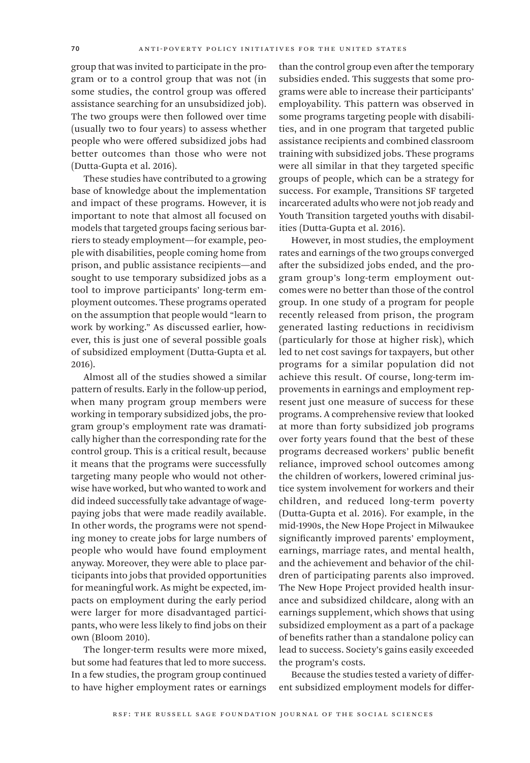group that was invited to participate in the program or to a control group that was not (in some studies, the control group was offered assistance searching for an unsubsidized job). The two groups were then followed over time (usually two to four years) to assess whether people who were offered subsidized jobs had better outcomes than those who were not (Dutta-Gupta et al. 2016).

These studies have contributed to a growing base of knowledge about the implementation and impact of these programs. However, it is important to note that almost all focused on models that targeted groups facing serious barriers to steady employment—for example, people with disabilities, people coming home from prison, and public assistance recipients—and sought to use temporary subsidized jobs as a tool to improve participants' long-term employment outcomes. These programs operated on the assumption that people would "learn to work by working." As discussed earlier, however, this is just one of several possible goals of subsidized employment (Dutta-Gupta et al. 2016).

Almost all of the studies showed a similar pattern of results. Early in the follow-up period, when many program group members were working in temporary subsidized jobs, the program group's employment rate was dramatically higher than the corresponding rate for the control group. This is a critical result, because it means that the programs were successfully targeting many people who would not otherwise have worked, but who wanted to work and did indeed successfully take advantage of wage-paying jobs that were made readily available. In other words, the programs were not spending money to create jobs for large numbers of people who would have found employment anyway. Moreover, they were able to place participants into jobs that provided opportunities for meaningful work. As might be expected, impacts on employment during the early period were larger for more disadvantaged participants, who were less likely to find jobs on their own (Bloom 2010).

The longer-term results were more mixed, but some had features that led to more success. In a few studies, the program group continued to have higher employment rates or earnings than the control group even after the temporary subsidies ended. This suggests that some programs were able to increase their participants' employability. This pattern was observed in some programs targeting people with disabilities, and in one program that targeted public assistance recipients and combined classroom training with subsidized jobs. These programs were all similar in that they targeted specific groups of people, which can be a strategy for success. For example, Transitions SF targeted incarcerated adults who were not job ready and Youth Transition targeted youths with disabilities (Dutta-Gupta et al. 2016).

However, in most studies, the employment rates and earnings of the two groups converged after the subsidized jobs ended, and the program group's long-term employment outcomes were no better than those of the control group. In one study of a program for people recently released from prison, the program generated lasting reductions in recidivism (particularly for those at higher risk), which led to net cost savings for taxpayers, but other programs for a similar population did not achieve this result. Of course, long-term improvements in earnings and employment represent just one measure of success for these programs. A comprehensive review that looked at more than forty subsidized job programs over forty years found that the best of these programs decreased workers' public benefit reliance, improved school outcomes among the children of workers, lowered criminal justice system involvement for workers and their children, and reduced long-term poverty (Dutta-Gupta et al. 2016). For example, in the mid-1990s, the New Hope Project in Milwaukee significantly improved parents' employment, earnings, marriage rates, and mental health, and the achievement and behavior of the children of participating parents also improved. The New Hope Project provided health insurance and subsidized childcare, along with an earnings supplement, which shows that using subsidized employment as a part of a package of benefits rather than a standalone policy can lead to success. Society's gains easily exceeded the program's costs.

Because the studies tested a variety of different subsidized employment models for differ-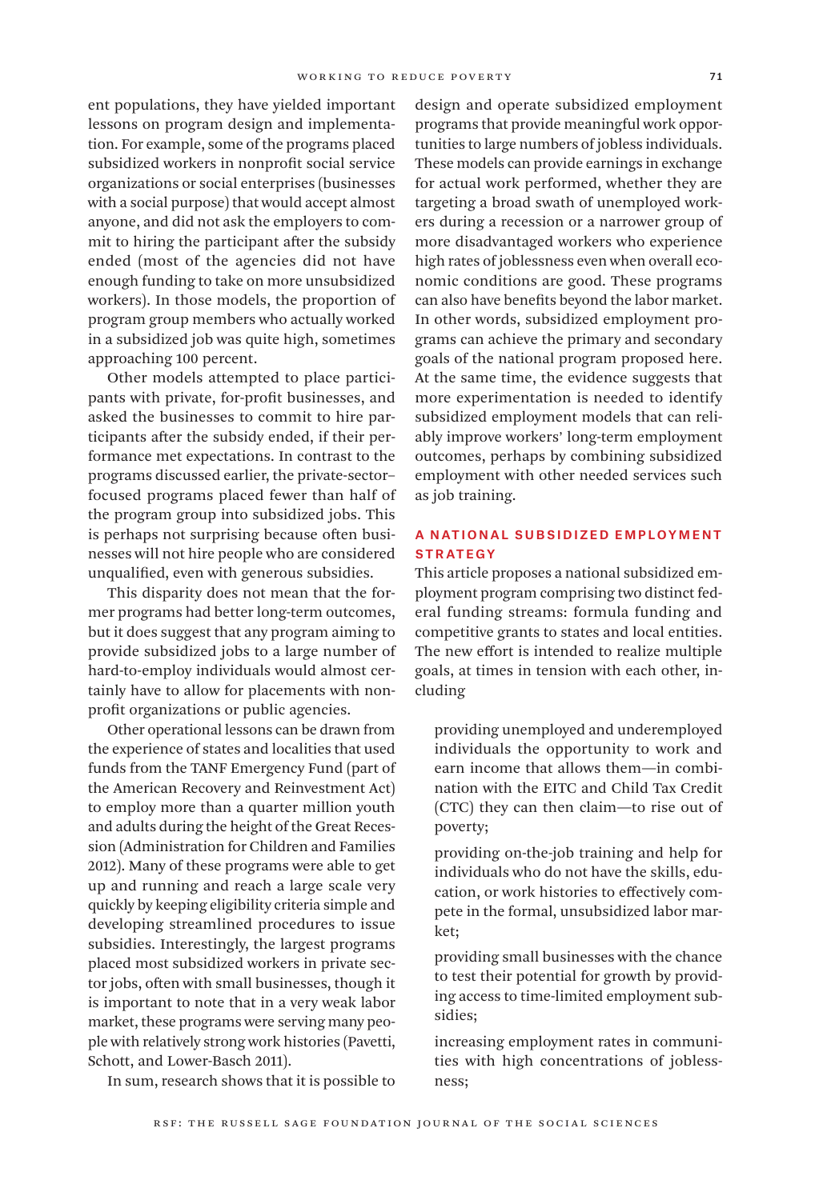ent populations, they have yielded important lessons on program design and implementation. For example, some of the programs placed subsidized workers in nonprofit social service organizations or social enterprises (businesses with a social purpose) that would accept almost anyone, and did not ask the employers to commit to hiring the participant after the subsidy ended (most of the agencies did not have enough funding to take on more unsubsidized workers). In those models, the proportion of program group members who actually worked in a subsidized job was quite high, sometimes approaching 100 percent.

Other models attempted to place participants with private, for-profit businesses, and asked the businesses to commit to hire participants after the subsidy ended, if their performance met expectations. In contrast to the programs discussed earlier, the private-sector–focused programs placed fewer than half of the program group into subsidized jobs. This is perhaps not surprising because often businesses will not hire people who are considered unqualified, even with generous subsidies.

This disparity does not mean that the former programs had better long-term outcomes, but it does suggest that any program aiming to provide subsidized jobs to a large number of hard-to-employ individuals would almost certainly have to allow for placements with nonprofit organizations or public agencies.

Other operational lessons can be drawn from the experience of states and localities that used funds from the TANF Emergency Fund (part of the American Recovery and Reinvestment Act) to employ more than a quarter million youth and adults during the height of the Great Recession (Administration for Children and Families 2012). Many of these programs were able to get up and running and reach a large scale very quickly by keeping eligibility criteria simple and developing streamlined procedures to issue subsidies. Interestingly, the largest programs placed most subsidized workers in private sector jobs, often with small businesses, though it is important to note that in a very weak labor market, these programs were serving many people with relatively strong work histories (Pavetti, Schott, and Lower-Basch 2011).

In sum, research shows that it is possible to design and operate subsidized employment programs that provide meaningful work opportunities to large numbers of jobless individuals. These models can provide earnings in exchange for actual work performed, whether they are targeting a broad swath of unemployed workers during a recession or a narrower group of more disadvantaged workers who experience high rates of joblessness even when overall economic conditions are good. These programs can also have benefits beyond the labor market. In other words, subsidized employment programs can achieve the primary and secondary goals of the national program proposed here. At the same time, the evidence suggests that more experimentation is needed to identify subsidized employment models that can reliably improve workers' long-term employment outcomes, perhaps by combining subsidized employment with other needed services such as job training.

## A NATIONAL SUBSIDIZED EMPLOYMENT STRATEGY

This article proposes a national subsidized employment program comprising two distinct federal funding streams: formula funding and competitive grants to states and local entities. The new effort is intended to realize multiple goals, at times in tension with each other, including

- providing unemployed and underemployed individuals the opportunity to work and earn income that allows them—in combination with the EITC and Child Tax Credit (CTC) they can then claim—to rise out of poverty;
- providing on-the-job training and help for individuals who do not have the skills, education, or work histories to effectively compete in the formal, unsubsidized labor market;
- providing small businesses with the chance to test their potential for growth by providing access to time-limited employment subsidies;
- increasing employment rates in communities with high concentrations of joblessness;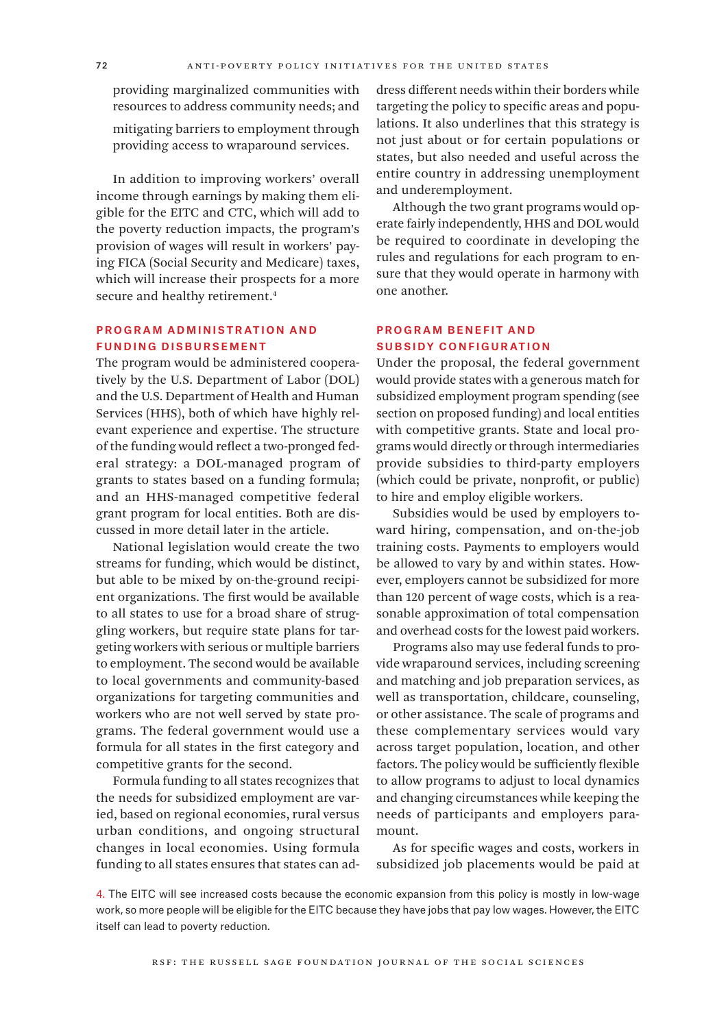providing marginalized communities with resources to address community needs; and

mitigating barriers to employment through providing access to wraparound services.

In addition to improving workers' overall income through earnings by making them eligible for the EITC and CTC, which will add to the poverty reduction impacts, the program's provision of wages will result in workers' paying FICA (Social Security and Medicare) taxes, which will increase their prospects for a more secure and healthy retirement.[4]

## PROGRAM ADMINISTRATION AND FUNDING DISBURSEMENT

The program would be administered cooperatively by the U.S. Department of Labor (DOL) and the U.S. Department of Health and Human Services (HHS), both of which have highly relevant experience and expertise. The structure of the funding would reflect a two-pronged federal strategy: a DOL-managed program of grants to states based on a funding formula; and an HHS-managed competitive federal grant program for local entities. Both are discussed in more detail later in the article.

National legislation would create the two streams for funding, which would be distinct, but able to be mixed by on-the-ground recipient organizations. The first would be available to all states to use for a broad share of struggling workers, but require state plans for targeting workers with serious or multiple barriers to employment. The second would be available to local governments and community-based organizations for targeting communities and workers who are not well served by state programs. The federal government would use a formula for all states in the first category and competitive grants for the second.

Formula funding to all states recognizes that the needs for subsidized employment are varied, based on regional economies, rural versus urban conditions, and ongoing structural changes in local economies. Using formula funding to all states ensures that states can address different needs within their borders while targeting the policy to specific areas and populations. It also underlines that this strategy is not just about or for certain populations or states, but also needed and useful across the entire country in addressing unemployment and underemployment.

Although the two grant programs would operate fairly independently, HHS and DOL would be required to coordinate in developing the rules and regulations for each program to ensure that they would operate in harmony with one another.

## PROGRAM BENEFIT AND SUBSIDY CONFIGURATION

Under the proposal, the federal government would provide states with a generous match for subsidized employment program spending (see section on proposed funding) and local entities with competitive grants. State and local programs would directly or through intermediaries provide subsidies to third-party employers (which could be private, nonprofit, or public) to hire and employ eligible workers.

Subsidies would be used by employers toward hiring, compensation, and on-the-job training costs. Payments to employers would be allowed to vary by and within states. However, employers cannot be subsidized for more than 120 percent of wage costs, which is a reasonable approximation of total compensation and overhead costs for the lowest paid workers.

Programs also may use federal funds to provide wraparound services, including screening and matching and job preparation services, as well as transportation, childcare, counseling, or other assistance. The scale of programs and these complementary services would vary across target population, location, and other factors. The policy would be sufficiently flexible to allow programs to adjust to local dynamics and changing circumstances while keeping the needs of participants and employers paramount.

As for specific wages and costs, workers in subsidized job placements would be paid at

4. The EITC will see increased costs because the economic expansion from this policy is mostly in low-wage work, so more people will be eligible for the EITC because they have jobs that pay low wages. However, the EITC itself can lead to poverty reduction.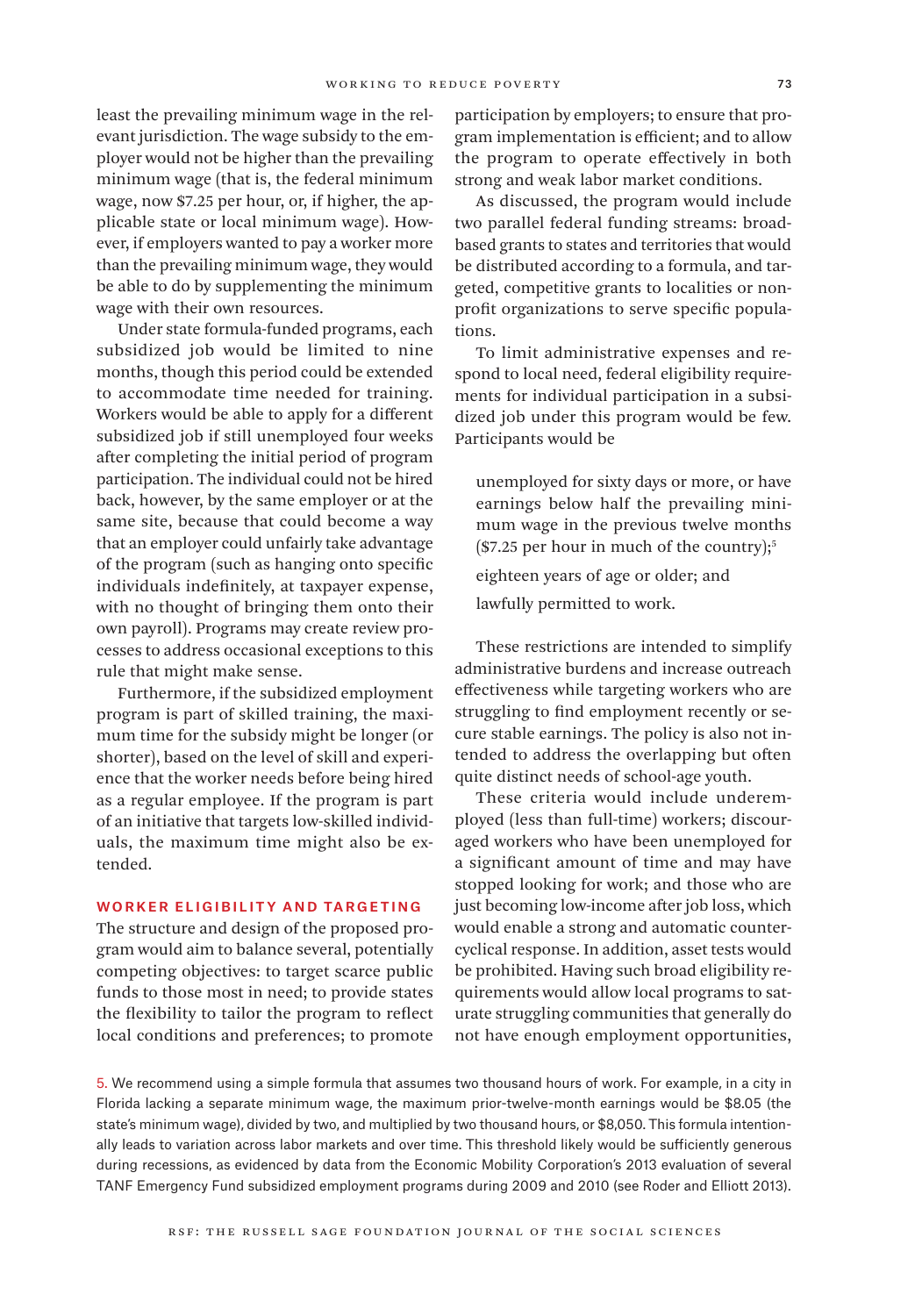least the prevailing minimum wage in the relevant jurisdiction. The wage subsidy to the employer would not be higher than the prevailing minimum wage (that is, the federal minimum wage, now $7.25 per hour, or, if higher, the applicable state or local minimum wage). However, if employers wanted to pay a worker more than the prevailing minimum wage, they would be able to do by supplementing the minimum wage with their own resources.

Under state formula-funded programs, each subsidized job would be limited to nine months, though this period could be extended to accommodate time needed for training. Workers would be able to apply for a different subsidized job if still unemployed four weeks after completing the initial period of program participation. The individual could not be hired back, however, by the same employer or at the same site, because that could become a way that an employer could unfairly take advantage of the program (such as hanging onto specific individuals indefinitely, at taxpayer expense, with no thought of bringing them onto their own payroll). Programs may create review processes to address occasional exceptions to this rule that might make sense.

Furthermore, if the subsidized employment program is part of skilled training, the maximum time for the subsidy might be longer (or shorter), based on the level of skill and experience that the worker needs before being hired as a regular employee. If the program is part of an initiative that targets low-skilled individuals, the maximum time might also be extended.

### WORKER ELIGIBILITY AND TARGETING

The structure and design of the proposed program would aim to balance several, potentially competing objectives: to target scarce public funds to those most in need; to provide states the flexibility to tailor the program to reflect local conditions and preferences; to promote participation by employers; to ensure that program implementation is efficient; and to allow the program to operate effectively in both strong and weak labor market conditions.

As discussed, the program would include two parallel federal funding streams: broad-based grants to states and territories that would be distributed according to a formula, and targeted, competitive grants to localities or nonprofit organizations to serve specific populations.

To limit administrative expenses and respond to local need, federal eligibility requirements for individual participation in a subsidized job under this program would be few. Participants would be

> unemployed for sixty days or more, or have earnings below half the prevailing minimum wage in the previous twelve months ($7.25 per hour in much of the country);[5]
>
> eighteen years of age or older; and
>
> lawfully permitted to work.

These restrictions are intended to simplify administrative burdens and increase outreach effectiveness while targeting workers who are struggling to find employment recently or secure stable earnings. The policy is also not intended to address the overlapping but often quite distinct needs of school-age youth.

These criteria would include underemployed (less than full-time) workers; discouraged workers who have been unemployed for a significant amount of time and may have stopped looking for work; and those who are just becoming low-income after job loss, which would enable a strong and automatic countercyclical response. In addition, asset tests would be prohibited. Having such broad eligibility requirements would allow local programs to saturate struggling communities that generally do not have enough employment opportunities,

5. We recommend using a simple formula that assumes two thousand hours of work. For example, in a city in Florida lacking a separate minimum wage, the maximum prior-twelve-month earnings would be $8.05 (the state's minimum wage), divided by two, and multiplied by two thousand hours, or $8,050. This formula intentionally leads to variation across labor markets and over time. This threshold likely would be sufficiently generous during recessions, as evidenced by data from the Economic Mobility Corporation's 2013 evaluation of several TANF Emergency Fund subsidized employment programs during 2009 and 2010 (see Roder and Elliott 2013).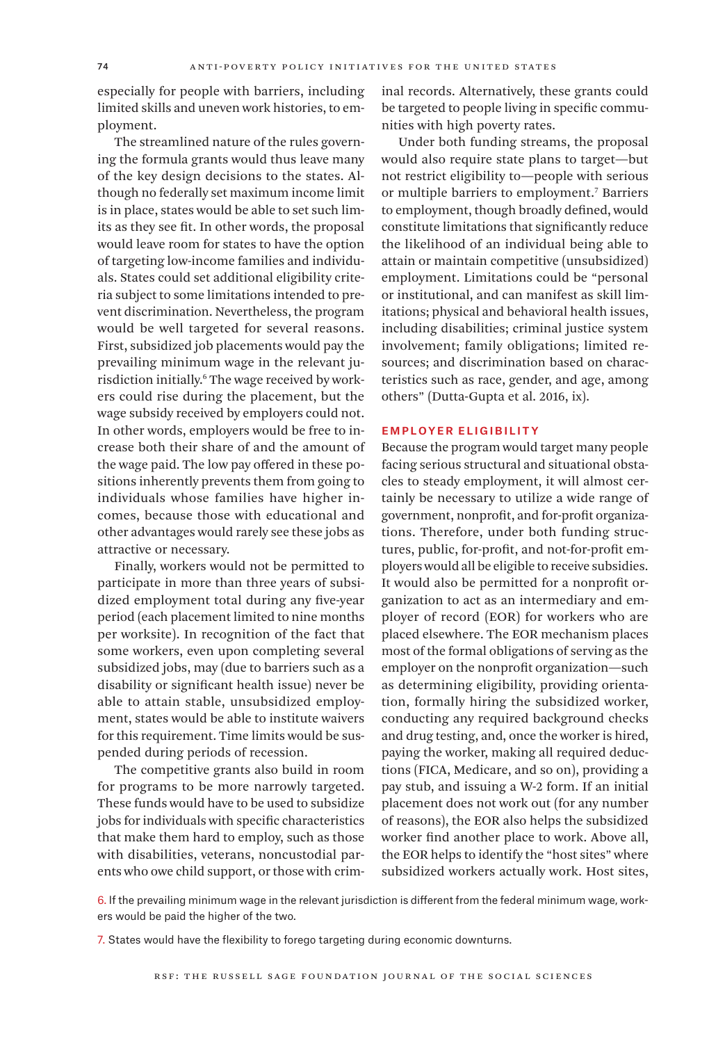especially for people with barriers, including limited skills and uneven work histories, to employment.

The streamlined nature of the rules governing the formula grants would thus leave many of the key design decisions to the states. Although no federally set maximum income limit is in place, states would be able to set such limits as they see fit. In other words, the proposal would leave room for states to have the option of targeting low-income families and individuals. States could set additional eligibility criteria subject to some limitations intended to prevent discrimination. Nevertheless, the program would be well targeted for several reasons. First, subsidized job placements would pay the prevailing minimum wage in the relevant jurisdiction initially.[6] The wage received by workers could rise during the placement, but the wage subsidy received by employers could not. In other words, employers would be free to increase both their share of and the amount of the wage paid. The low pay offered in these positions inherently prevents them from going to individuals whose families have higher incomes, because those with educational and other advantages would rarely see these jobs as attractive or necessary.

Finally, workers would not be permitted to participate in more than three years of subsidized employment total during any five-year period (each placement limited to nine months per worksite). In recognition of the fact that some workers, even upon completing several subsidized jobs, may (due to barriers such as a disability or significant health issue) never be able to attain stable, unsubsidized employment, states would be able to institute waivers for this requirement. Time limits would be suspended during periods of recession.

The competitive grants also build in room for programs to be more narrowly targeted. These funds would have to be used to subsidize jobs for individuals with specific characteristics that make them hard to employ, such as those with disabilities, veterans, noncustodial parents who owe child support, or those with criminal records. Alternatively, these grants could be targeted to people living in specific communities with high poverty rates.

Under both funding streams, the proposal would also require state plans to target—but not restrict eligibility to—people with serious or multiple barriers to employment.[7] Barriers to employment, though broadly defined, would constitute limitations that significantly reduce the likelihood of an individual being able to attain or maintain competitive (unsubsidized) employment. Limitations could be "personal or institutional, and can manifest as skill limitations; physical and behavioral health issues, including disabilities; criminal justice system involvement; family obligations; limited resources; and discrimination based on characteristics such as race, gender, and age, among others" (Dutta-Gupta et al. 2016, ix).

## EMPLOYER ELIGIBILITY

Because the program would target many people facing serious structural and situational obstacles to steady employment, it will almost certainly be necessary to utilize a wide range of government, nonprofit, and for-profit organizations. Therefore, under both funding structures, public, for-profit, and not-for-profit employers would all be eligible to receive subsidies. It would also be permitted for a nonprofit organization to act as an intermediary and employer of record (EOR) for workers who are placed elsewhere. The EOR mechanism places most of the formal obligations of serving as the employer on the nonprofit organization—such as determining eligibility, providing orientation, formally hiring the subsidized worker, conducting any required background checks and drug testing, and, once the worker is hired, paying the worker, making all required deductions (FICA, Medicare, and so on), providing a pay stub, and issuing a W-2 form. If an initial placement does not work out (for any number of reasons), the EOR also helps the subsidized worker find another place to work. Above all, the EOR helps to identify the "host sites" where subsidized workers actually work. Host sites,

6. If the prevailing minimum wage in the relevant jurisdiction is different from the federal minimum wage, workers would be paid the higher of the two.

7. States would have the flexibility to forego targeting during economic downturns.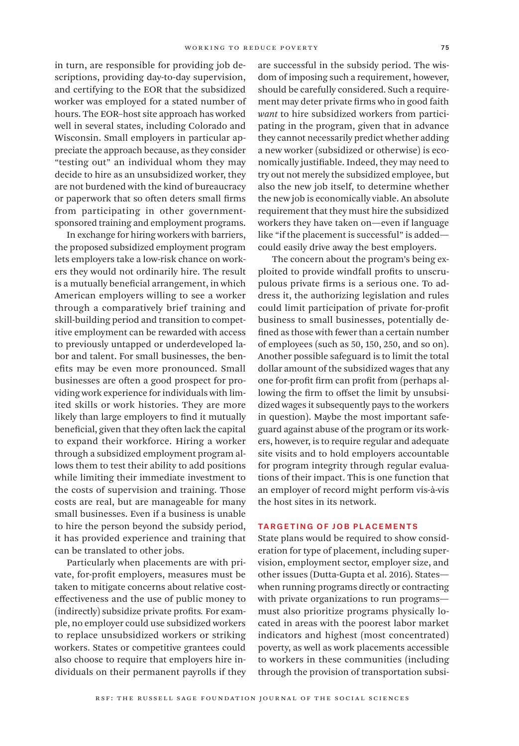in turn, are responsible for providing job descriptions, providing day-to-day supervision, and certifying to the EOR that the subsidized worker was employed for a stated number of hours. The EOR–host site approach has worked well in several states, including Colorado and Wisconsin. Small employers in particular appreciate the approach because, as they consider "testing out" an individual whom they may decide to hire as an unsubsidized worker, they are not burdened with the kind of bureaucracy or paperwork that so often deters small firms from participating in other government-sponsored training and employment programs.

In exchange for hiring workers with barriers, the proposed subsidized employment program lets employers take a low-risk chance on workers they would not ordinarily hire. The result is a mutually beneficial arrangement, in which American employers willing to see a worker through a comparatively brief training and skill-building period and transition to competitive employment can be rewarded with access to previously untapped or underdeveloped labor and talent. For small businesses, the benefits may be even more pronounced. Small businesses are often a good prospect for providing work experience for individuals with limited skills or work histories. They are more likely than large employers to find it mutually beneficial, given that they often lack the capital to expand their workforce. Hiring a worker through a subsidized employment program allows them to test their ability to add positions while limiting their immediate investment to the costs of supervision and training. Those costs are real, but are manageable for many small businesses. Even if a business is unable to hire the person beyond the subsidy period, it has provided experience and training that can be translated to other jobs.

Particularly when placements are with private, for-profit employers, measures must be taken to mitigate concerns about relative cost-effectiveness and the use of public money to (indirectly) subsidize private profits. For example, no employer could use subsidized workers to replace unsubsidized workers or striking workers. States or competitive grantees could also choose to require that employers hire individuals on their permanent payrolls if they are successful in the subsidy period. The wisdom of imposing such a requirement, however, should be carefully considered. Such a requirement may deter private firms who in good faith *want* to hire subsidized workers from participating in the program, given that in advance they cannot necessarily predict whether adding a new worker (subsidized or otherwise) is economically justifiable. Indeed, they may need to try out not merely the subsidized employee, but also the new job itself, to determine whether the new job is economically viable. An absolute requirement that they must hire the subsidized workers they have taken on—even if language like "if the placement is successful" is added—could easily drive away the best employers.

The concern about the program's being exploited to provide windfall profits to unscrupulous private firms is a serious one. To address it, the authorizing legislation and rules could limit participation of private for-profit business to small businesses, potentially defined as those with fewer than a certain number of employees (such as 50, 150, 250, and so on). Another possible safeguard is to limit the total dollar amount of the subsidized wages that any one for-profit firm can profit from (perhaps allowing the firm to offset the limit by unsubsidized wages it subsequently pays to the workers in question). Maybe the most important safeguard against abuse of the program or its workers, however, is to require regular and adequate site visits and to hold employers accountable for program integrity through regular evaluations of their impact. This is one function that an employer of record might perform vis-à-vis the host sites in its network.

## TARGETING OF JOB PLACEMENTS

State plans would be required to show consideration for type of placement, including supervision, employment sector, employer size, and other issues (Dutta-Gupta et al. 2016). States—when running programs directly or contracting with private organizations to run programs—must also prioritize programs physically located in areas with the poorest labor market indicators and highest (most concentrated) poverty, as well as work placements accessible to workers in these communities (including through the provision of transportation subsi-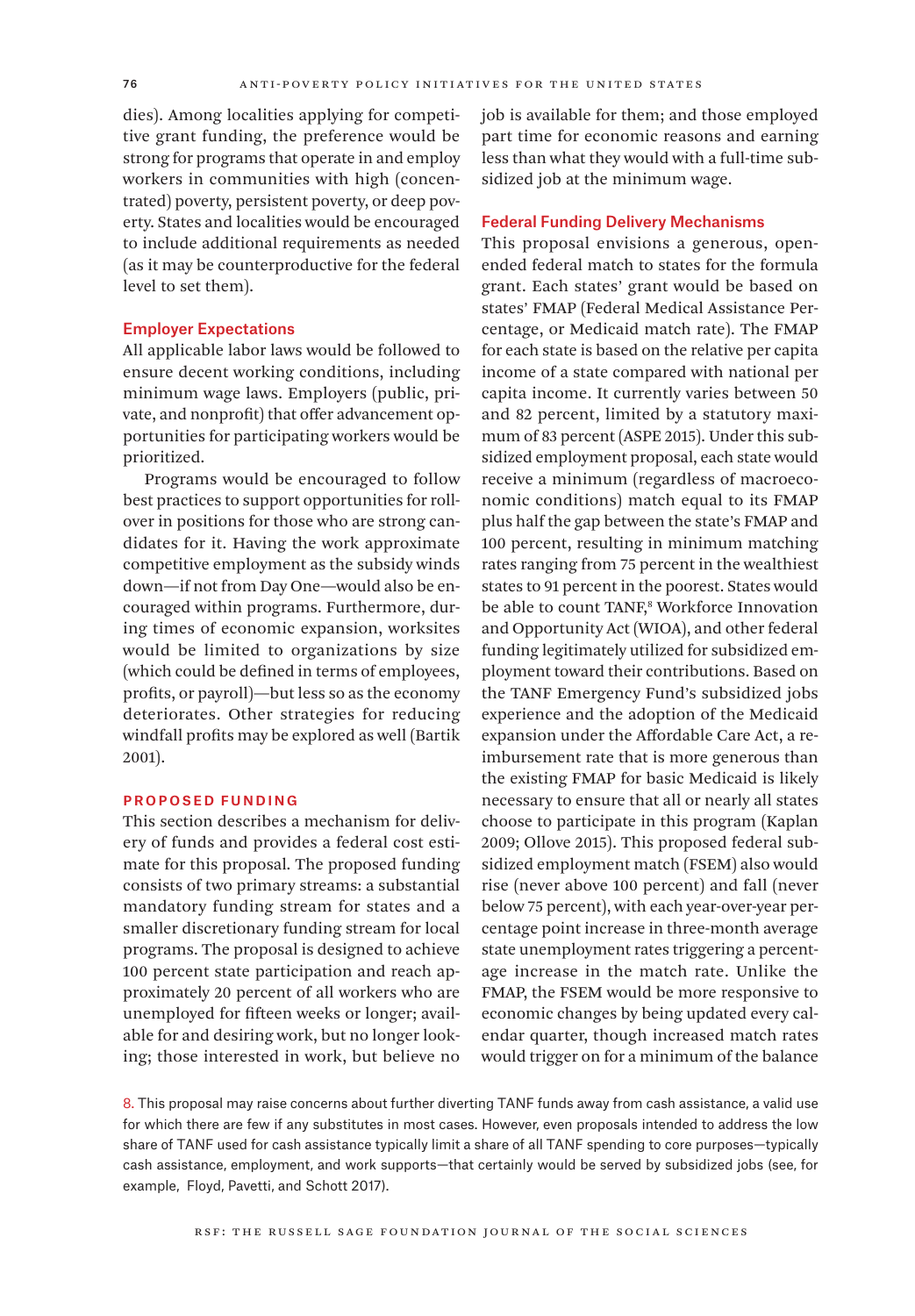dies). Among localities applying for competitive grant funding, the preference would be strong for programs that operate in and employ workers in communities with high (concentrated) poverty, persistent poverty, or deep poverty. States and localities would be encouraged to include additional requirements as needed (as it may be counterproductive for the federal level to set them).

### Employer Expectations

All applicable labor laws would be followed to ensure decent working conditions, including minimum wage laws. Employers (public, private, and nonprofit) that offer advancement opportunities for participating workers would be prioritized.

Programs would be encouraged to follow best practices to support opportunities for rollover in positions for those who are strong candidates for it. Having the work approximate competitive employment as the subsidy winds down—if not from Day One—would also be encouraged within programs. Furthermore, during times of economic expansion, worksites would be limited to organizations by size (which could be defined in terms of employees, profits, or payroll)—but less so as the economy deteriorates. Other strategies for reducing windfall profits may be explored as well (Bartik 2001).

## PROPOSED FUNDING

This section describes a mechanism for delivery of funds and provides a federal cost estimate for this proposal. The proposed funding consists of two primary streams: a substantial mandatory funding stream for states and a smaller discretionary funding stream for local programs. The proposal is designed to achieve 100 percent state participation and reach approximately 20 percent of all workers who are unemployed for fifteen weeks or longer; available for and desiring work, but no longer looking; those interested in work, but believe no job is available for them; and those employed part time for economic reasons and earning less than what they would with a full-time subsidized job at the minimum wage.

### Federal Funding Delivery Mechanisms

This proposal envisions a generous, open-ended federal match to states for the formula grant. Each states' grant would be based on states' FMAP (Federal Medical Assistance Percentage, or Medicaid match rate). The FMAP for each state is based on the relative per capita income of a state compared with national per capita income. It currently varies between 50 and 82 percent, limited by a statutory maximum of 83 percent (ASPE 2015). Under this subsidized employment proposal, each state would receive a minimum (regardless of macroeconomic conditions) match equal to its FMAP plus half the gap between the state's FMAP and 100 percent, resulting in minimum matching rates ranging from 75 percent in the wealthiest states to 91 percent in the poorest. States would be able to count TANF,[8] Workforce Innovation and Opportunity Act (WIOA), and other federal funding legitimately utilized for subsidized employment toward their contributions. Based on the TANF Emergency Fund's subsidized jobs experience and the adoption of the Medicaid expansion under the Affordable Care Act, a reimbursement rate that is more generous than the existing FMAP for basic Medicaid is likely necessary to ensure that all or nearly all states choose to participate in this program (Kaplan 2009; Ollove 2015). This proposed federal subsidized employment match (FSEM) also would rise (never above 100 percent) and fall (never below 75 percent), with each year-over-year percentage point increase in three-month average state unemployment rates triggering a percentage increase in the match rate. Unlike the FMAP, the FSEM would be more responsive to economic changes by being updated every calendar quarter, though increased match rates would trigger on for a minimum of the balance

8. This proposal may raise concerns about further diverting TANF funds away from cash assistance, a valid use for which there are few if any substitutes in most cases. However, even proposals intended to address the low share of TANF used for cash assistance typically limit a share of all TANF spending to core purposes—typically cash assistance, employment, and work supports—that certainly would be served by subsidized jobs (see, for example, Floyd, Pavetti, and Schott 2017).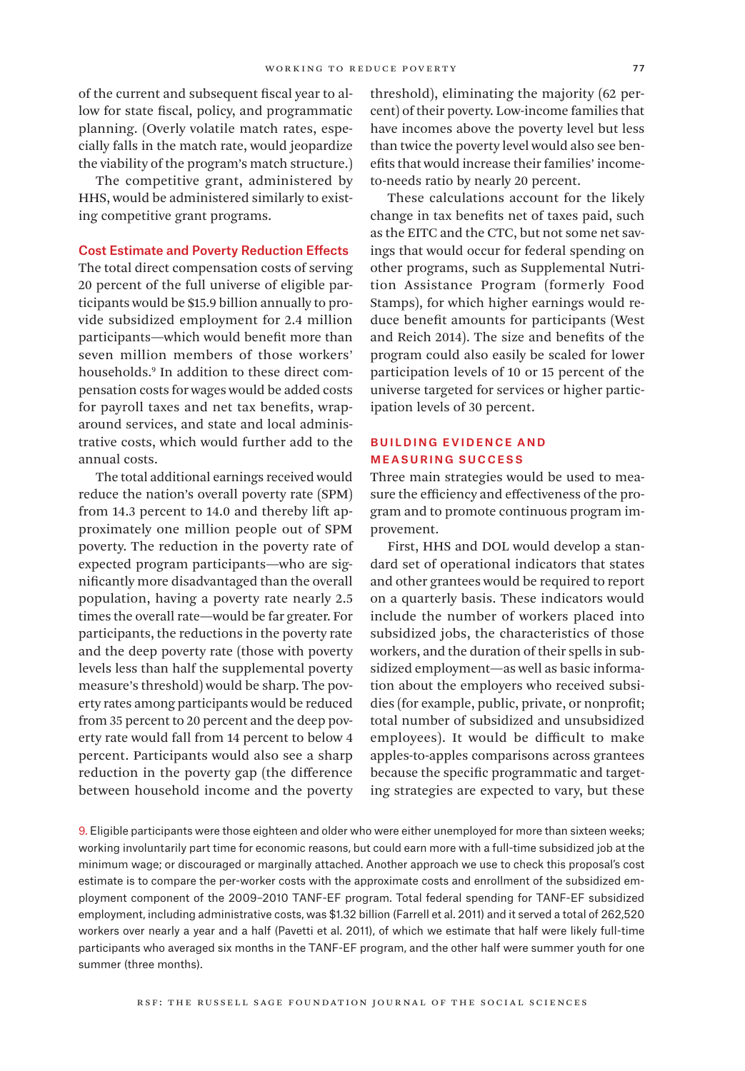of the current and subsequent fiscal year to allow for state fiscal, policy, and programmatic planning. (Overly volatile match rates, especially falls in the match rate, would jeopardize the viability of the program's match structure.)

The competitive grant, administered by HHS, would be administered similarly to existing competitive grant programs.

### Cost Estimate and Poverty Reduction Effects

The total direct compensation costs of serving 20 percent of the full universe of eligible participants would be $15.9 billion annually to provide subsidized employment for 2.4 million participants—which would benefit more than seven million members of those workers' households.[9] In addition to these direct compensation costs for wages would be added costs for payroll taxes and net tax benefits, wraparound services, and state and local administrative costs, which would further add to the annual costs.

The total additional earnings received would reduce the nation's overall poverty rate (SPM) from 14.3 percent to 14.0 and thereby lift approximately one million people out of SPM poverty. The reduction in the poverty rate of expected program participants—who are significantly more disadvantaged than the overall population, having a poverty rate nearly 2.5 times the overall rate—would be far greater. For participants, the reductions in the poverty rate and the deep poverty rate (those with poverty levels less than half the supplemental poverty measure's threshold) would be sharp. The poverty rates among participants would be reduced from 35 percent to 20 percent and the deep poverty rate would fall from 14 percent to below 4 percent. Participants would also see a sharp reduction in the poverty gap (the difference between household income and the poverty threshold), eliminating the majority (62 percent) of their poverty. Low-income families that have incomes above the poverty level but less than twice the poverty level would also see benefits that would increase their families' income-to-needs ratio by nearly 20 percent.

These calculations account for the likely change in tax benefits net of taxes paid, such as the EITC and the CTC, but not some net savings that would occur for federal spending on other programs, such as Supplemental Nutrition Assistance Program (formerly Food Stamps), for which higher earnings would reduce benefit amounts for participants (West and Reich 2014). The size and benefits of the program could also easily be scaled for lower participation levels of 10 or 15 percent of the universe targeted for services or higher participation levels of 30 percent.

## BUILDING EVIDENCE AND MEASURING SUCCESS

Three main strategies would be used to measure the efficiency and effectiveness of the program and to promote continuous program improvement.

First, HHS and DOL would develop a standard set of operational indicators that states and other grantees would be required to report on a quarterly basis. These indicators would include the number of workers placed into subsidized jobs, the characteristics of those workers, and the duration of their spells in subsidized employment—as well as basic information about the employers who received subsidies (for example, public, private, or nonprofit; total number of subsidized and unsubsidized employees). It would be difficult to make apples-to-apples comparisons across grantees because the specific programmatic and targeting strategies are expected to vary, but these

9. Eligible participants were those eighteen and older who were either unemployed for more than sixteen weeks; working involuntarily part time for economic reasons, but could earn more with a full-time subsidized job at the minimum wage; or discouraged or marginally attached. Another approach we use to check this proposal's cost estimate is to compare the per-worker costs with the approximate costs and enrollment of the subsidized employment component of the 2009–2010 TANF-EF program. Total federal spending for TANF-EF subsidized employment, including administrative costs, was $1.32 billion (Farrell et al. 2011) and it served a total of 262,520 workers over nearly a year and a half (Pavetti et al. 2011), of which we estimate that half were likely full-time participants who averaged six months in the TANF-EF program, and the other half were summer youth for one summer (three months).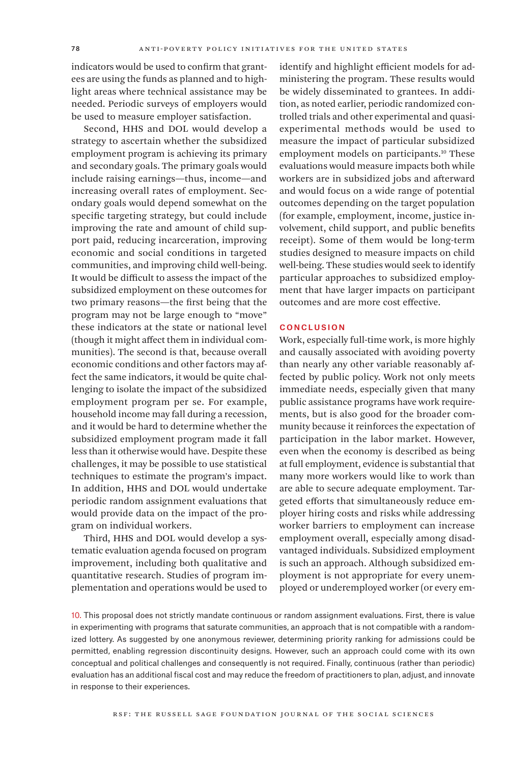indicators would be used to confirm that grantees are using the funds as planned and to highlight areas where technical assistance may be needed. Periodic surveys of employers would be used to measure employer satisfaction.

Second, HHS and DOL would develop a strategy to ascertain whether the subsidized employment program is achieving its primary and secondary goals. The primary goals would include raising earnings—thus, income—and increasing overall rates of employment. Secondary goals would depend somewhat on the specific targeting strategy, but could include improving the rate and amount of child support paid, reducing incarceration, improving economic and social conditions in targeted communities, and improving child well-being. It would be difficult to assess the impact of the subsidized employment on these outcomes for two primary reasons—the first being that the program may not be large enough to "move" these indicators at the state or national level (though it might affect them in individual communities). The second is that, because overall economic conditions and other factors may affect the same indicators, it would be quite challenging to isolate the impact of the subsidized employment program per se. For example, household income may fall during a recession, and it would be hard to determine whether the subsidized employment program made it fall less than it otherwise would have. Despite these challenges, it may be possible to use statistical techniques to estimate the program's impact. In addition, HHS and DOL would undertake periodic random assignment evaluations that would provide data on the impact of the program on individual workers.

Third, HHS and DOL would develop a systematic evaluation agenda focused on program improvement, including both qualitative and quantitative research. Studies of program implementation and operations would be used to identify and highlight efficient models for administering the program. These results would be widely disseminated to grantees. In addition, as noted earlier, periodic randomized controlled trials and other experimental and quasi-experimental methods would be used to measure the impact of particular subsidized employment models on participants.[10] These evaluations would measure impacts both while workers are in subsidized jobs and afterward and would focus on a wide range of potential outcomes depending on the target population (for example, employment, income, justice involvement, child support, and public benefits receipt). Some of them would be long-term studies designed to measure impacts on child well-being. These studies would seek to identify particular approaches to subsidized employment that have larger impacts on participant outcomes and are more cost effective.

## CONCLUSION

Work, especially full-time work, is more highly and causally associated with avoiding poverty than nearly any other variable reasonably affected by public policy. Work not only meets immediate needs, especially given that many public assistance programs have work requirements, but is also good for the broader community because it reinforces the expectation of participation in the labor market. However, even when the economy is described as being at full employment, evidence is substantial that many more workers would like to work than are able to secure adequate employment. Targeted efforts that simultaneously reduce employer hiring costs and risks while addressing worker barriers to employment can increase employment overall, especially among disadvantaged individuals. Subsidized employment is such an approach. Although subsidized employment is not appropriate for every unemployed or underemployed worker (or every em-

10. This proposal does not strictly mandate continuous or random assignment evaluations. First, there is value in experimenting with programs that saturate communities, an approach that is not compatible with a randomized lottery. As suggested by one anonymous reviewer, determining priority ranking for admissions could be permitted, enabling regression discontinuity designs. However, such an approach could come with its own conceptual and political challenges and consequently is not required. Finally, continuous (rather than periodic) evaluation has an additional fiscal cost and may reduce the freedom of practitioners to plan, adjust, and innovate in response to their experiences.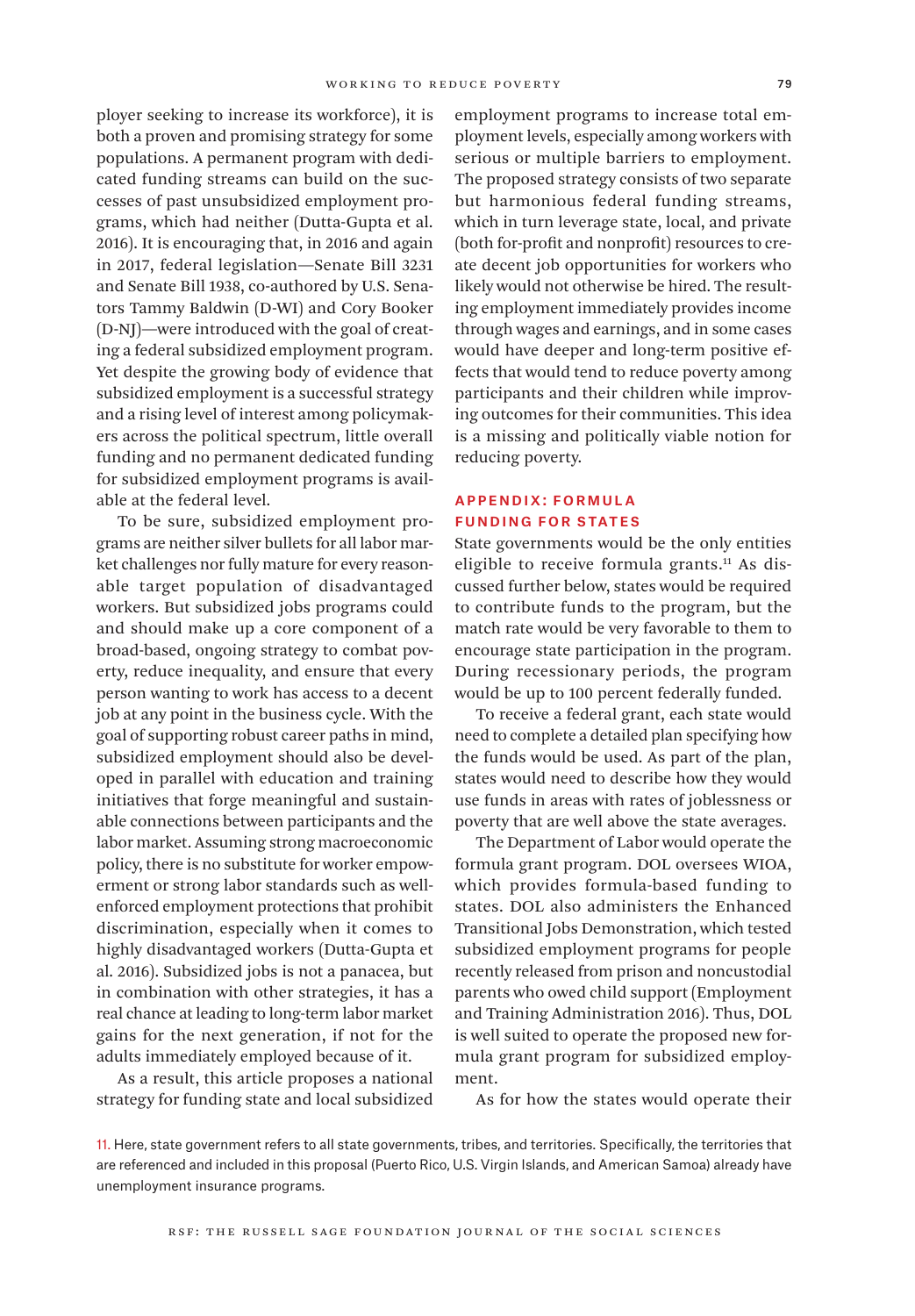ployer seeking to increase its workforce), it is both a proven and promising strategy for some populations. A permanent program with dedicated funding streams can build on the successes of past unsubsidized employment programs, which had neither (Dutta-Gupta et al. 2016). It is encouraging that, in 2016 and again in 2017, federal legislation—Senate Bill 3231 and Senate Bill 1938, co-authored by U.S. Senators Tammy Baldwin (D-WI) and Cory Booker (D-NJ)—were introduced with the goal of creating a federal subsidized employment program. Yet despite the growing body of evidence that subsidized employment is a successful strategy and a rising level of interest among policymakers across the political spectrum, little overall funding and no permanent dedicated funding for subsidized employment programs is available at the federal level.

To be sure, subsidized employment programs are neither silver bullets for all labor market challenges nor fully mature for every reasonable target population of disadvantaged workers. But subsidized jobs programs could and should make up a core component of a broad-based, ongoing strategy to combat poverty, reduce inequality, and ensure that every person wanting to work has access to a decent job at any point in the business cycle. With the goal of supporting robust career paths in mind, subsidized employment should also be developed in parallel with education and training initiatives that forge meaningful and sustainable connections between participants and the labor market. Assuming strong macroeconomic policy, there is no substitute for worker empowerment or strong labor standards such as well-enforced employment protections that prohibit discrimination, especially when it comes to highly disadvantaged workers (Dutta-Gupta et al. 2016). Subsidized jobs is not a panacea, but in combination with other strategies, it has a real chance at leading to long-term labor market gains for the next generation, if not for the adults immediately employed because of it.

As a result, this article proposes a national strategy for funding state and local subsidized employment programs to increase total employment levels, especially among workers with serious or multiple barriers to employment. The proposed strategy consists of two separate but harmonious federal funding streams, which in turn leverage state, local, and private (both for-profit and nonprofit) resources to create decent job opportunities for workers who likely would not otherwise be hired. The resulting employment immediately provides income through wages and earnings, and in some cases would have deeper and long-term positive effects that would tend to reduce poverty among participants and their children while improving outcomes for their communities. This idea is a missing and politically viable notion for reducing poverty.

## APPENDIX: FORMULA FUNDING FOR STATES

State governments would be the only entities eligible to receive formula grants.[11] As discussed further below, states would be required to contribute funds to the program, but the match rate would be very favorable to them to encourage state participation in the program. During recessionary periods, the program would be up to 100 percent federally funded.

To receive a federal grant, each state would need to complete a detailed plan specifying how the funds would be used. As part of the plan, states would need to describe how they would use funds in areas with rates of joblessness or poverty that are well above the state averages.

The Department of Labor would operate the formula grant program. DOL oversees WIOA, which provides formula-based funding to states. DOL also administers the Enhanced Transitional Jobs Demonstration, which tested subsidized employment programs for people recently released from prison and noncustodial parents who owed child support (Employment and Training Administration 2016). Thus, DOL is well suited to operate the proposed new formula grant program for subsidized employment.

As for how the states would operate their

11. Here, state government refers to all state governments, tribes, and territories. Specifically, the territories that are referenced and included in this proposal (Puerto Rico, U.S. Virgin Islands, and American Samoa) already have unemployment insurance programs.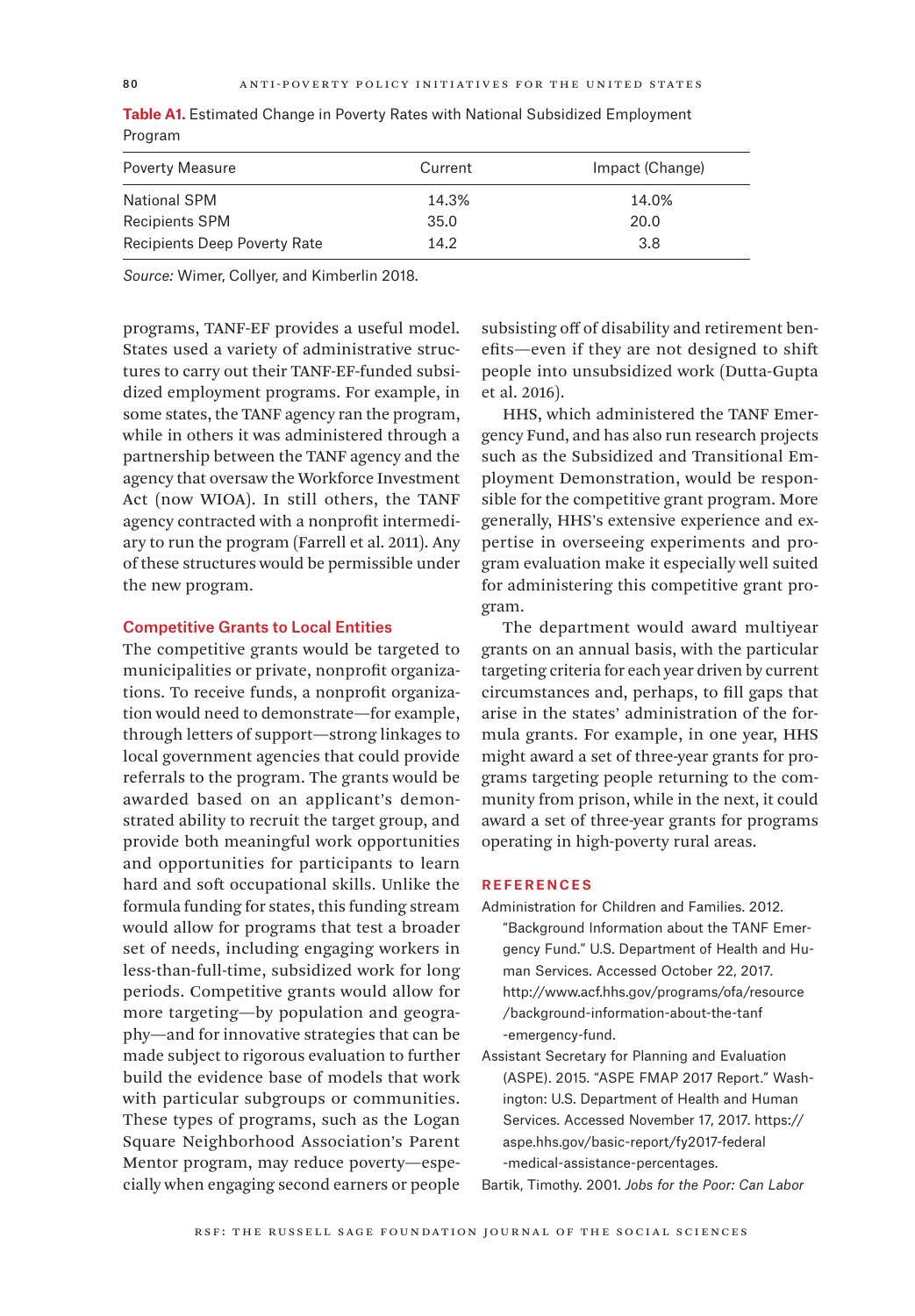**Table A1.** Estimated Change in Poverty Rates with National Subsidized Employment Program

| Poverty Measure | Current | Impact (Change) |
|---|---|---|
| National SPM | 14.3% | 14.0% |
| Recipients SPM | 35.0 | 20.0 |
| Recipients Deep Poverty Rate | 14.2 | 3.8 |

*Source:* Wimer, Collyer, and Kimberlin 2018.

programs, TANF-EF provides a useful model. States used a variety of administrative structures to carry out their TANF-EF-funded subsidized employment programs. For example, in some states, the TANF agency ran the program, while in others it was administered through a partnership between the TANF agency and the agency that oversaw the Workforce Investment Act (now WIOA). In still others, the TANF agency contracted with a nonprofit intermediary to run the program (Farrell et al. 2011). Any of these structures would be permissible under the new program.

### Competitive Grants to Local Entities

The competitive grants would be targeted to municipalities or private, nonprofit organizations. To receive funds, a nonprofit organization would need to demonstrate—for example, through letters of support—strong linkages to local government agencies that could provide referrals to the program. The grants would be awarded based on an applicant's demonstrated ability to recruit the target group, and provide both meaningful work opportunities and opportunities for participants to learn hard and soft occupational skills. Unlike the formula funding for states, this funding stream would allow for programs that test a broader set of needs, including engaging workers in less-than-full-time, subsidized work for long periods. Competitive grants would allow for more targeting—by population and geography—and for innovative strategies that can be made subject to rigorous evaluation to further build the evidence base of models that work with particular subgroups or communities. These types of programs, such as the Logan Square Neighborhood Association's Parent Mentor program, may reduce poverty—especially when engaging second earners or people subsisting off of disability and retirement benefits—even if they are not designed to shift people into unsubsidized work (Dutta-Gupta et al. 2016).

HHS, which administered the TANF Emergency Fund, and has also run research projects such as the Subsidized and Transitional Employment Demonstration, would be responsible for the competitive grant program. More generally, HHS's extensive experience and expertise in overseeing experiments and program evaluation make it especially well suited for administering this competitive grant program.

The department would award multiyear grants on an annual basis, with the particular targeting criteria for each year driven by current circumstances and, perhaps, to fill gaps that arise in the states' administration of the formula grants. For example, in one year, HHS might award a set of three-year grants for programs targeting people returning to the community from prison, while in the next, it could award a set of three-year grants for programs operating in high-poverty rural areas.

## REFERENCES

Administration for Children and Families. 2012. "Background Information about the TANF Emergency Fund." U.S. Department of Health and Human Services. Accessed October 22, 2017. http://www.acf.hhs.gov/programs/ofa/resource/background-information-about-the-tanf-emergency-fund.

Assistant Secretary for Planning and Evaluation (ASPE). 2015. "ASPE FMAP 2017 Report." Washington: U.S. Department of Health and Human Services. Accessed November 17, 2017. https://aspe.hhs.gov/basic-report/fy2017-federal-medical-assistance-percentages.

Bartik, Timothy. 2001. *Jobs for the Poor: Can Labor*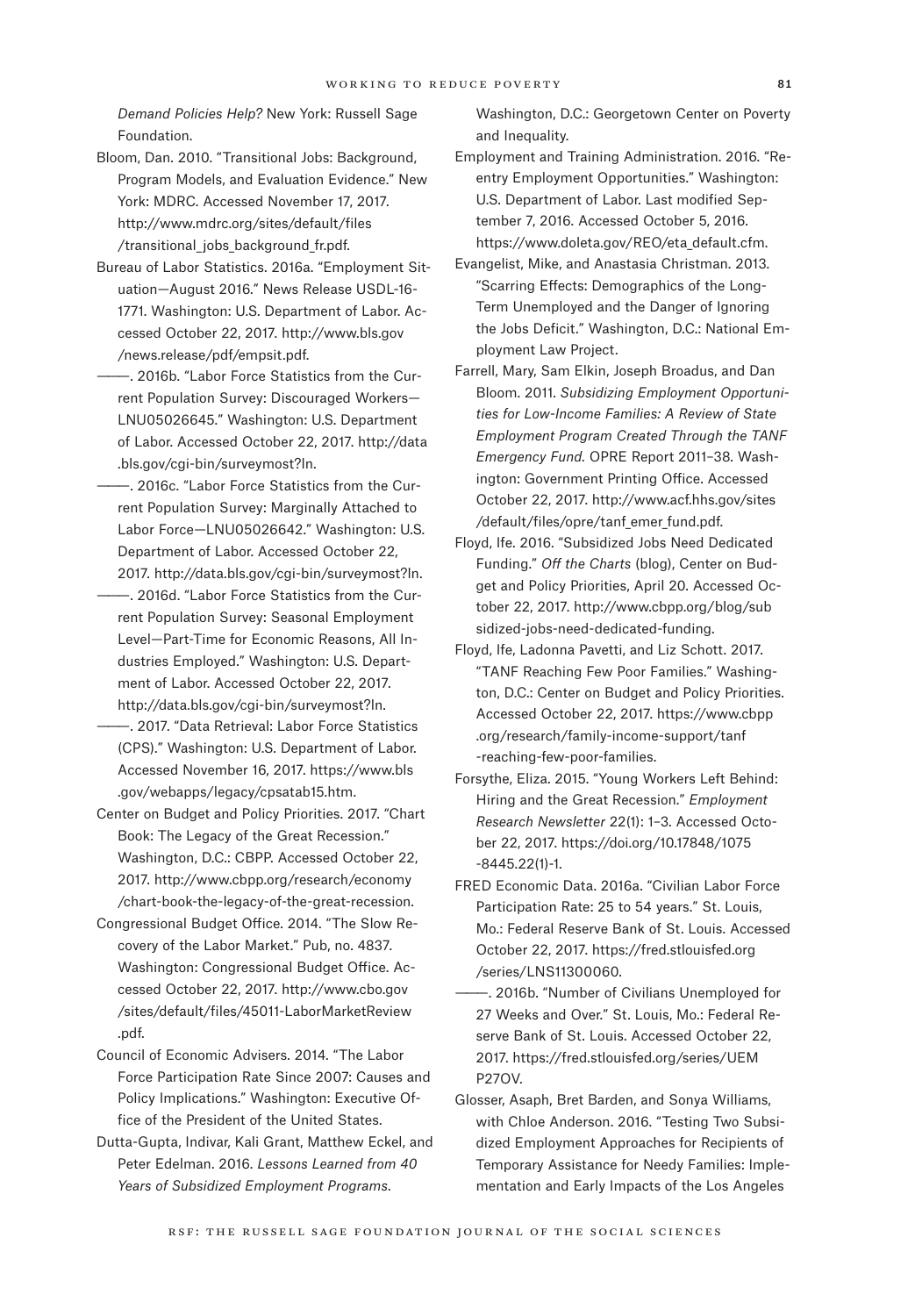*Demand Policies Help?* New York: Russell Sage Foundation.

Bloom, Dan. 2010. "Transitional Jobs: Background, Program Models, and Evaluation Evidence." New York: MDRC. Accessed November 17, 2017. http://www.mdrc.org/sites/default/files/transitional_jobs_background_fr.pdf.

Bureau of Labor Statistics. 2016a. "Employment Situation—August 2016." News Release USDL-16-1771. Washington: U.S. Department of Labor. Accessed October 22, 2017. http://www.bls.gov/news.release/pdf/empsit.pdf.

———. 2016b. "Labor Force Statistics from the Current Population Survey: Discouraged Workers—LNU05026645." Washington: U.S. Department of Labor. Accessed October 22, 2017. http://data.bls.gov/cgi-bin/surveymost?ln.

———. 2016c. "Labor Force Statistics from the Current Population Survey: Marginally Attached to Labor Force—LNU05026642." Washington: U.S. Department of Labor. Accessed October 22, 2017. http://data.bls.gov/cgi-bin/surveymost?ln.

———. 2016d. "Labor Force Statistics from the Current Population Survey: Seasonal Employment Level—Part-Time for Economic Reasons, All Industries Employed." Washington: U.S. Department of Labor. Accessed October 22, 2017. http://data.bls.gov/cgi-bin/surveymost?ln.

———. 2017. "Data Retrieval: Labor Force Statistics (CPS)." Washington: U.S. Department of Labor. Accessed November 16, 2017. https://www.bls.gov/webapps/legacy/cpsatab15.htm.

Center on Budget and Policy Priorities. 2017. "Chart Book: The Legacy of the Great Recession." Washington, D.C.: CBPP. Accessed October 22, 2017. http://www.cbpp.org/research/economy/chart-book-the-legacy-of-the-great-recession.

Congressional Budget Office. 2014. "The Slow Recovery of the Labor Market." Pub, no. 4837. Washington: Congressional Budget Office. Accessed October 22, 2017. http://www.cbo.gov/sites/default/files/45011-LaborMarketReview.pdf.

Council of Economic Advisers. 2014. "The Labor Force Participation Rate Since 2007: Causes and Policy Implications." Washington: Executive Office of the President of the United States.

Dutta-Gupta, Indivar, Kali Grant, Matthew Eckel, and Peter Edelman. 2016. *Lessons Learned from 40 Years of Subsidized Employment Programs*. Washington, D.C.: Georgetown Center on Poverty and Inequality.

Employment and Training Administration. 2016. "Reentry Employment Opportunities." Washington: U.S. Department of Labor. Last modified September 7, 2016. Accessed October 5, 2016. https://www.doleta.gov/REO/eta_default.cfm.

Evangelist, Mike, and Anastasia Christman. 2013. "Scarring Effects: Demographics of the Long-Term Unemployed and the Danger of Ignoring the Jobs Deficit." Washington, D.C.: National Employment Law Project.

Farrell, Mary, Sam Elkin, Joseph Broadus, and Dan Bloom. 2011. *Subsidizing Employment Opportunities for Low-Income Families: A Review of State Employment Program Created Through the TANF Emergency Fund.* OPRE Report 2011–38. Washington: Government Printing Office. Accessed October 22, 2017. http://www.acf.hhs.gov/sites/default/files/opre/tanf_emer_fund.pdf.

Floyd, Ife. 2016. "Subsidized Jobs Need Dedicated Funding." *Off the Charts* (blog), Center on Budget and Policy Priorities, April 20. Accessed October 22, 2017. http://www.cbpp.org/blog/subsidized-jobs-need-dedicated-funding.

Floyd, Ife, Ladonna Pavetti, and Liz Schott. 2017. "TANF Reaching Few Poor Families." Washington, D.C.: Center on Budget and Policy Priorities. Accessed October 22, 2017. https://www.cbpp.org/research/family-income-support/tanf-reaching-few-poor-families.

Forsythe, Eliza. 2015. "Young Workers Left Behind: Hiring and the Great Recession." *Employment Research Newsletter* 22(1): 1–3. Accessed October 22, 2017. https://doi.org/10.17848/1075-8445.22(1)-1.

FRED Economic Data. 2016a. "Civilian Labor Force Participation Rate: 25 to 54 years." St. Louis, Mo.: Federal Reserve Bank of St. Louis. Accessed October 22, 2017. https://fred.stlouisfed.org/series/LNS11300060.

———. 2016b. "Number of Civilians Unemployed for 27 Weeks and Over." St. Louis, Mo.: Federal Reserve Bank of St. Louis. Accessed October 22, 2017. https://fred.stlouisfed.org/series/UEMP27OV.

Glosser, Asaph, Bret Barden, and Sonya Williams, with Chloe Anderson. 2016. "Testing Two Subsidized Employment Approaches for Recipients of Temporary Assistance for Needy Families: Implementation and Early Impacts of the Los Angeles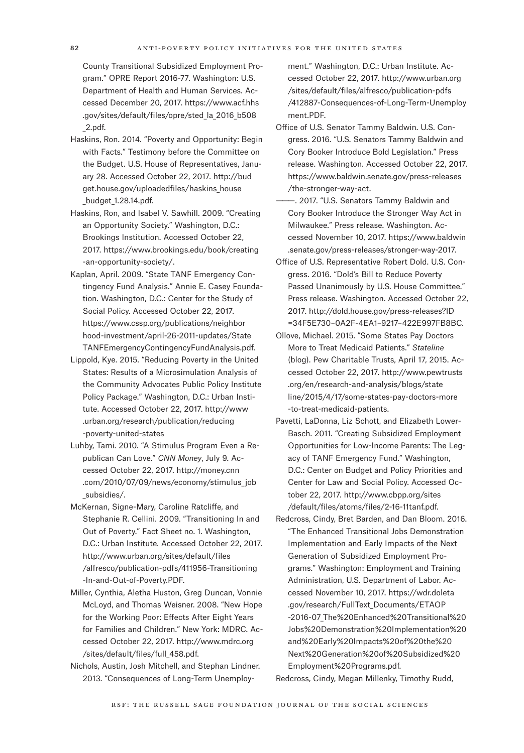County Transitional Subsidized Employment Program." OPRE Report 2016-77. Washington: U.S. Department of Health and Human Services. Accessed December 20, 2017. https://www.acf.hhs.gov/sites/default/files/opre/sted_la_2016_b508_2.pdf.

Haskins, Ron. 2014. "Poverty and Opportunity: Begin with Facts." Testimony before the Committee on the Budget. U.S. House of Representatives, January 28. Accessed October 22, 2017. http://budget.house.gov/uploadedfiles/haskins_house_budget_1.28.14.pdf.

Haskins, Ron, and Isabel V. Sawhill. 2009. "Creating an Opportunity Society." Washington, D.C.: Brookings Institution. Accessed October 22, 2017. https://www.brookings.edu/book/creating-an-opportunity-society/.

Kaplan, April. 2009. "State TANF Emergency Contingency Fund Analysis." Annie E. Casey Foundation. Washington, D.C.: Center for the Study of Social Policy. Accessed October 22, 2017. https://www.cssp.org/publications/neighborhood-investment/april-26-2011-updates/StateTANFEmergencyContingencyFundAnalysis.pdf.

Lippold, Kye. 2015. "Reducing Poverty in the United States: Results of a Microsimulation Analysis of the Community Advocates Public Policy Institute Policy Package." Washington, D.C.: Urban Institute. Accessed October 22, 2017. http://www.urban.org/research/publication/reducing-poverty-united-states

Luhby, Tami. 2010. "A Stimulus Program Even a Republican Can Love." *CNN Money*, July 9. Accessed October 22, 2017. http://money.cnn.com/2010/07/09/news/economy/stimulus_job_subsidies/.

McKernan, Signe-Mary, Caroline Ratcliffe, and Stephanie R. Cellini. 2009. "Transitioning In and Out of Poverty." Fact Sheet no. 1. Washington, D.C.: Urban Institute. Accessed October 22, 2017. http://www.urban.org/sites/default/files/alfresco/publication-pdfs/411956-Transitioning-In-and-Out-of-Poverty.PDF.

Miller, Cynthia, Aletha Huston, Greg Duncan, Vonnie McLoyd, and Thomas Weisner. 2008. "New Hope for the Working Poor: Effects After Eight Years for Families and Children." New York: MDRC. Accessed October 22, 2017. http://www.mdrc.org/sites/default/files/full_458.pdf.

Nichols, Austin, Josh Mitchell, and Stephan Lindner. 2013. "Consequences of Long-Term Unemployment." Washington, D.C.: Urban Institute. Accessed October 22, 2017. http://www.urban.org/sites/default/files/alfresco/publication-pdfs/412887-Consequences-of-Long-Term-Unemployment.PDF.

Office of U.S. Senator Tammy Baldwin. U.S. Congress. 2016. "U.S. Senators Tammy Baldwin and Cory Booker Introduce Bold Legislation." Press release. Washington. Accessed October 22, 2017. https://www.baldwin.senate.gov/press-releases/the-stronger-way-act.

———. 2017. "U.S. Senators Tammy Baldwin and Cory Booker Introduce the Stronger Way Act in Milwaukee." Press release. Washington. Accessed November 10, 2017. https://www.baldwin.senate.gov/press-releases/stronger-way-2017.

Office of U.S. Representative Robert Dold. U.S. Congress. 2016. "Dold's Bill to Reduce Poverty Passed Unanimously by U.S. House Committee." Press release. Washington. Accessed October 22, 2017. http://dold.house.gov/press-releases?ID=34F5E730–0A2F-4EA1–9217–422E997FB8BC.

Ollove, Michael. 2015. "Some States Pay Doctors More to Treat Medicaid Patients." *Stateline* (blog). Pew Charitable Trusts, April 17, 2015. Accessed October 22, 2017. http://www.pewtrusts.org/en/research-and-analysis/blogs/stateline/2015/4/17/some-states-pay-doctors-more-to-treat-medicaid-patients.

Pavetti, LaDonna, Liz Schott, and Elizabeth Lower-Basch. 2011. "Creating Subsidized Employment Opportunities for Low-Income Parents: The Legacy of TANF Emergency Fund." Washington, D.C.: Center on Budget and Policy Priorities and Center for Law and Social Policy. Accessed October 22, 2017. http://www.cbpp.org/sites/default/files/atoms/files/2-16-11tanf.pdf.

Redcross, Cindy, Bret Barden, and Dan Bloom. 2016. "The Enhanced Transitional Jobs Demonstration Implementation and Early Impacts of the Next Generation of Subsidized Employment Programs." Washington: Employment and Training Administration, U.S. Department of Labor. Accessed November 10, 2017. https://wdr.doleta.gov/research/FullText_Documents/ETAOP-2016-07_The%20Enhanced%20Transitional%20Jobs%20Demonstration%20Implementation%20and%20Early%20Impacts%20of%20the%20Next%20Generation%20of%20Subsidized%20Employment%20Programs.pdf.

Redcross, Cindy, Megan Millenky, Timothy Rudd,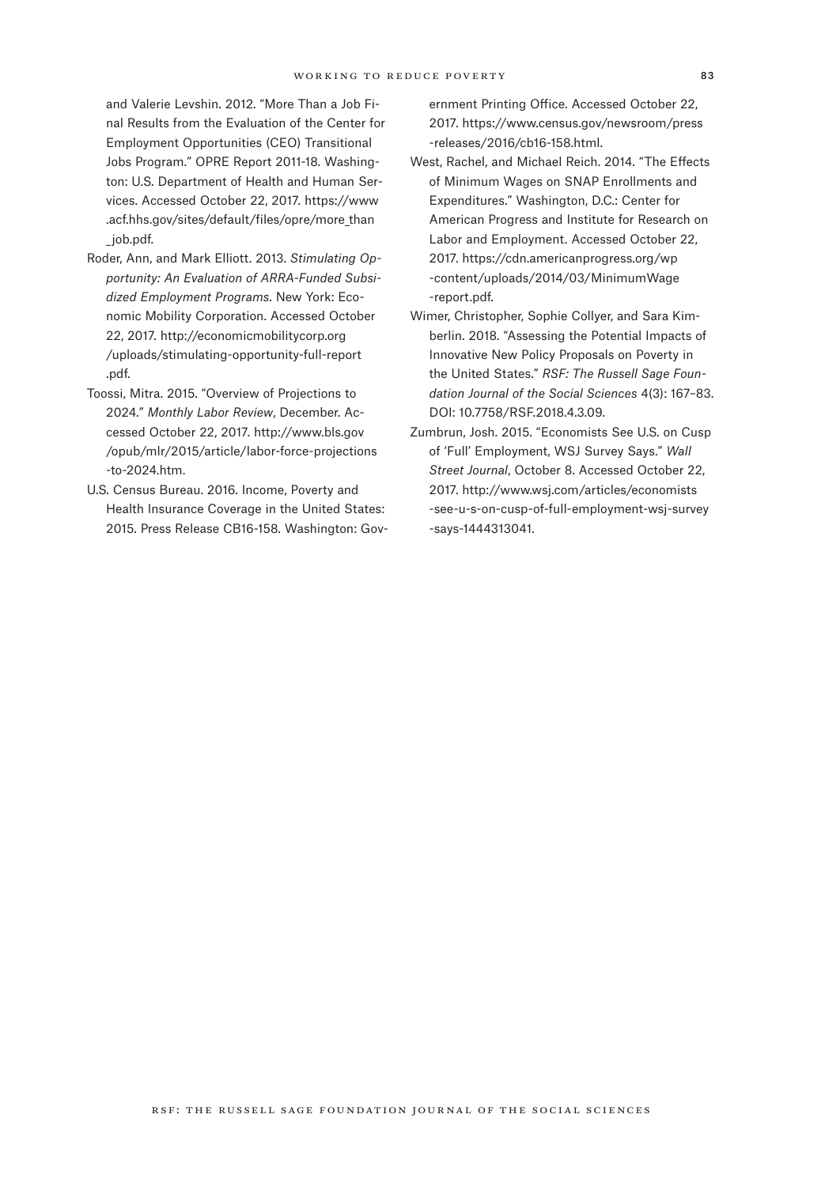and Valerie Levshin. 2012. "More Than a Job Final Results from the Evaluation of the Center for Employment Opportunities (CEO) Transitional Jobs Program." OPRE Report 2011-18. Washington: U.S. Department of Health and Human Services. Accessed October 22, 2017. https://www.acf.hhs.gov/sites/default/files/opre/more_than_job.pdf.

Roder, Ann, and Mark Elliott. 2013. *Stimulating Opportunity: An Evaluation of ARRA-Funded Subsidized Employment Programs*. New York: Economic Mobility Corporation. Accessed October 22, 2017. http://economicmobilitycorp.org/uploads/stimulating-opportunity-full-report.pdf.

Toossi, Mitra. 2015. "Overview of Projections to 2024." *Monthly Labor Review*, December. Accessed October 22, 2017. http://www.bls.gov/opub/mlr/2015/article/labor-force-projections-to-2024.htm.

U.S. Census Bureau. 2016. Income, Poverty and Health Insurance Coverage in the United States: 2015. Press Release CB16-158. Washington: Government Printing Office. Accessed October 22, 2017. https://www.census.gov/newsroom/press-releases/2016/cb16-158.html.

West, Rachel, and Michael Reich. 2014. "The Effects of Minimum Wages on SNAP Enrollments and Expenditures." Washington, D.C.: Center for American Progress and Institute for Research on Labor and Employment. Accessed October 22, 2017. https://cdn.americanprogress.org/wp-content/uploads/2014/03/MinimumWage-report.pdf.

Wimer, Christopher, Sophie Collyer, and Sara Kimberlin. 2018. "Assessing the Potential Impacts of Innovative New Policy Proposals on Poverty in the United States." *RSF: The Russell Sage Foundation Journal of the Social Sciences* 4(3): 167–83. DOI: 10.7758/RSF.2018.4.3.09.

Zumbrun, Josh. 2015. "Economists See U.S. on Cusp of 'Full' Employment, WSJ Survey Says." *Wall Street Journal*, October 8. Accessed October 22, 2017. http://www.wsj.com/articles/economists-see-u-s-on-cusp-of-full-employment-wsj-survey-says-1444313041.